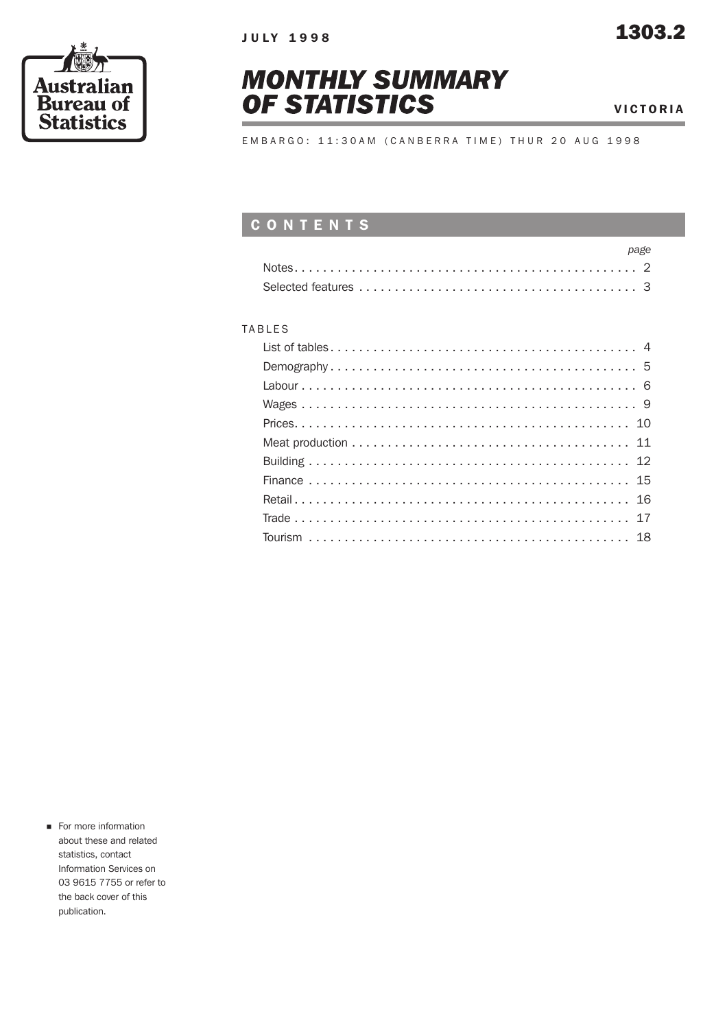Australian Bureau of Statistics

JULY 1998

1303.2

# MONTHLY SUMMARY OF STATISTICS

VICTORIA

EMBARGO: 11:30AM (CANBERRA TIME) THUR 20 AUG 1998

## CONTENTS

| | page |
|---|---|
| Notes | 2 |
| Selected features | 3 |

TABLES

| | |
|---|---|
| List of tables | 4 |
| Demography | 5 |
| Labour | 6 |
| Wages | 9 |
| Prices | 10 |
| Meat production | 11 |
| Building | 12 |
| Finance | 15 |
| Retail | 16 |
| Trade | 17 |
| Tourism | 18 |

- For more information about these and related statistics, contact Information Services on 03 9615 7755 or refer to the back cover of this publication.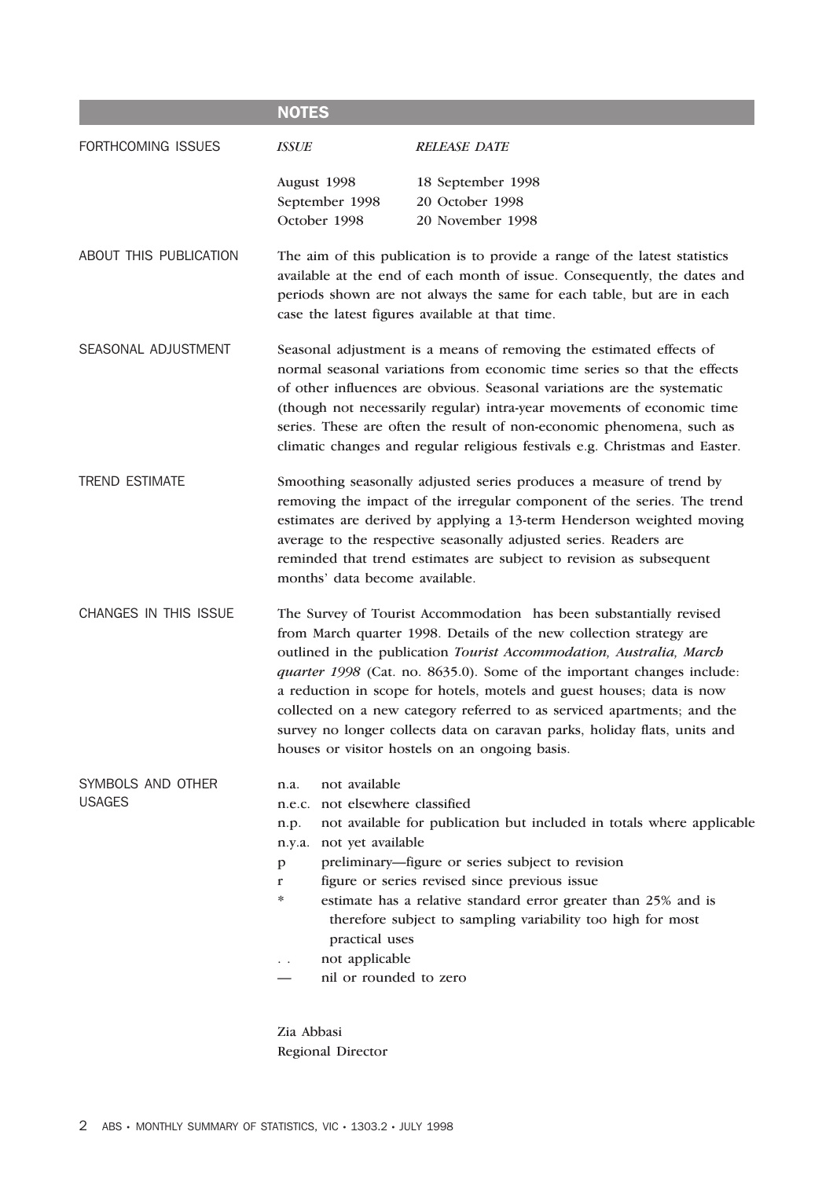## NOTES

### FORTHCOMING ISSUES

| *ISSUE* | *RELEASE DATE* |
| --- | --- |
| August 1998 | 18 September 1998 |
| September 1998 | 20 October 1998 |
| October 1998 | 20 November 1998 |

### ABOUT THIS PUBLICATION

The aim of this publication is to provide a range of the latest statistics available at the end of each month of issue. Consequently, the dates and periods shown are not always the same for each table, but are in each case the latest figures available at that time.

### SEASONAL ADJUSTMENT

Seasonal adjustment is a means of removing the estimated effects of normal seasonal variations from economic time series so that the effects of other influences are obvious. Seasonal variations are the systematic (though not necessarily regular) intra-year movements of economic time series. These are often the result of non-economic phenomena, such as climatic changes and regular religious festivals e.g. Christmas and Easter.

### TREND ESTIMATE

Smoothing seasonally adjusted series produces a measure of trend by removing the impact of the irregular component of the series. The trend estimates are derived by applying a 13-term Henderson weighted moving average to the respective seasonally adjusted series. Readers are reminded that trend estimates are subject to revision as subsequent months' data become available.

### CHANGES IN THIS ISSUE

The Survey of Tourist Accommodation has been substantially revised from March quarter 1998. Details of the new collection strategy are outlined in the publication *Tourist Accommodation, Australia, March quarter 1998* (Cat. no. 8635.0). Some of the important changes include: a reduction in scope for hotels, motels and guest houses; data is now collected on a new category referred to as serviced apartments; and the survey no longer collects data on caravan parks, holiday flats, units and houses or visitor hostels on an ongoing basis.

### SYMBOLS AND OTHER USAGES

- n.a. not available
- n.e.c. not elsewhere classified
- n.p. not available for publication but included in totals where applicable
- n.y.a. not yet available
- p preliminary—figure or series subject to revision
- r figure or series revised since previous issue
- * estimate has a relative standard error greater than 25% and is therefore subject to sampling variability too high for most practical uses
- . . not applicable
- — nil or rounded to zero

Zia Abbasi
Regional Director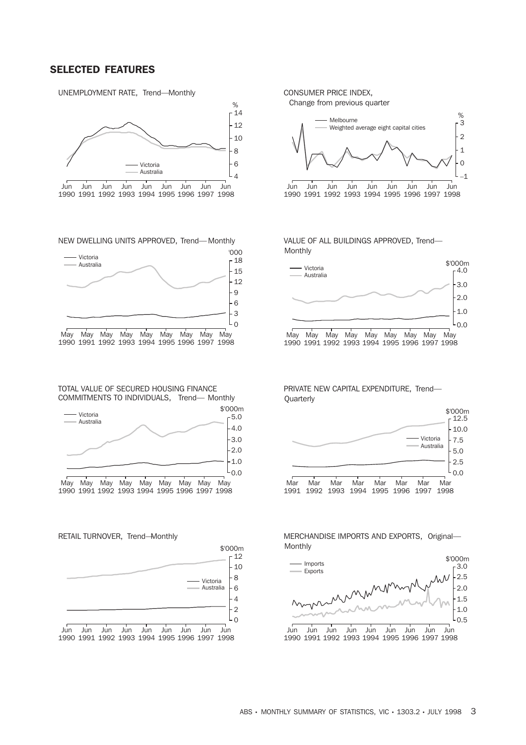## SELECTED FEATURES

UNEMPLOYMENT RATE, Trend—Monthly

CONSUMER PRICE INDEX, Change from previous quarter

NEW DWELLING UNITS APPROVED, Trend—Monthly

VALUE OF ALL BUILDINGS APPROVED, Trend—Monthly

TOTAL VALUE OF SECURED HOUSING FINANCE COMMITMENTS TO INDIVIDUALS, Trend— Monthly

PRIVATE NEW CAPITAL EXPENDITURE, Trend—Quarterly

RETAIL TURNOVER, Trend—Monthly

MERCHANDISE IMPORTS AND EXPORTS, Original—Monthly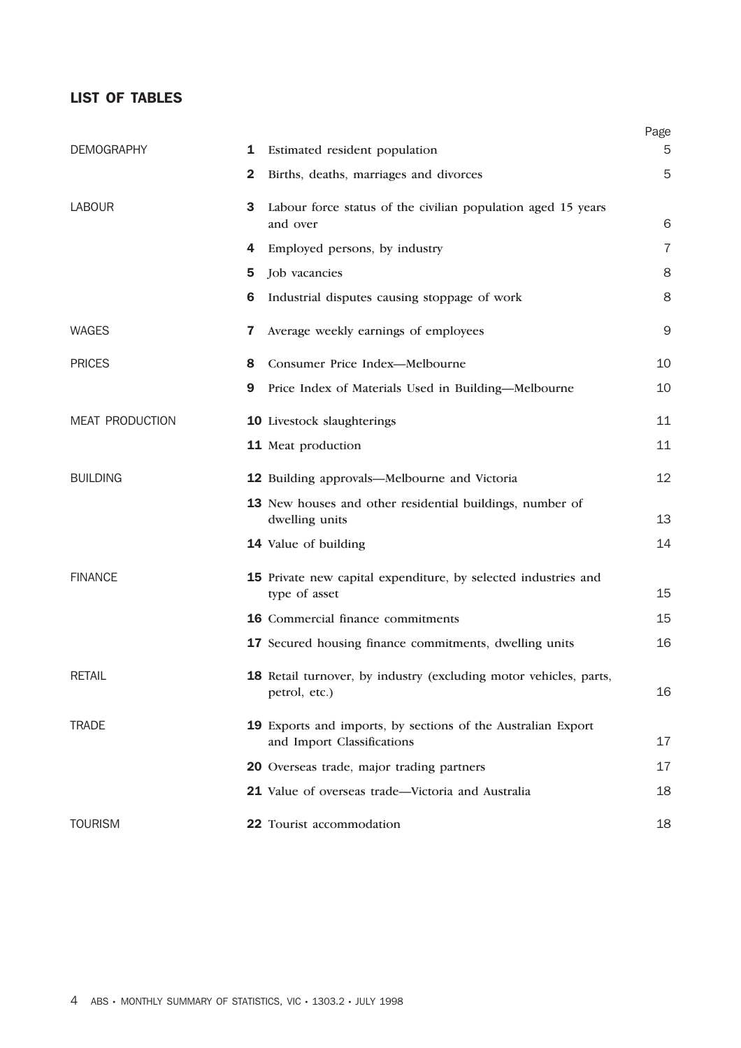## LIST OF TABLES

| | | | Page |
|---|---|---|---|
| DEMOGRAPHY | **1** | Estimated resident population | 5 |
| | **2** | Births, deaths, marriages and divorces | 5 |
| LABOUR | **3** | Labour force status of the civilian population aged 15 years and over | 6 |
| | **4** | Employed persons, by industry | 7 |
| | **5** | Job vacancies | 8 |
| | **6** | Industrial disputes causing stoppage of work | 8 |
| WAGES | **7** | Average weekly earnings of employees | 9 |
| PRICES | **8** | Consumer Price Index—Melbourne | 10 |
| | **9** | Price Index of Materials Used in Building—Melbourne | 10 |
| MEAT PRODUCTION | **10** | Livestock slaughterings | 11 |
| | **11** | Meat production | 11 |
| BUILDING | **12** | Building approvals—Melbourne and Victoria | 12 |
| | **13** | New houses and other residential buildings, number of dwelling units | 13 |
| | **14** | Value of building | 14 |
| FINANCE | **15** | Private new capital expenditure, by selected industries and type of asset | 15 |
| | **16** | Commercial finance commitments | 15 |
| | **17** | Secured housing finance commitments, dwelling units | 16 |
| RETAIL | **18** | Retail turnover, by industry (excluding motor vehicles, parts, petrol, etc.) | 16 |
| TRADE | **19** | Exports and imports, by sections of the Australian Export and Import Classifications | 17 |
| | **20** | Overseas trade, major trading partners | 17 |
| | **21** | Value of overseas trade—Victoria and Australia | 18 |
| TOURISM | **22** | Tourist accommodation | 18 |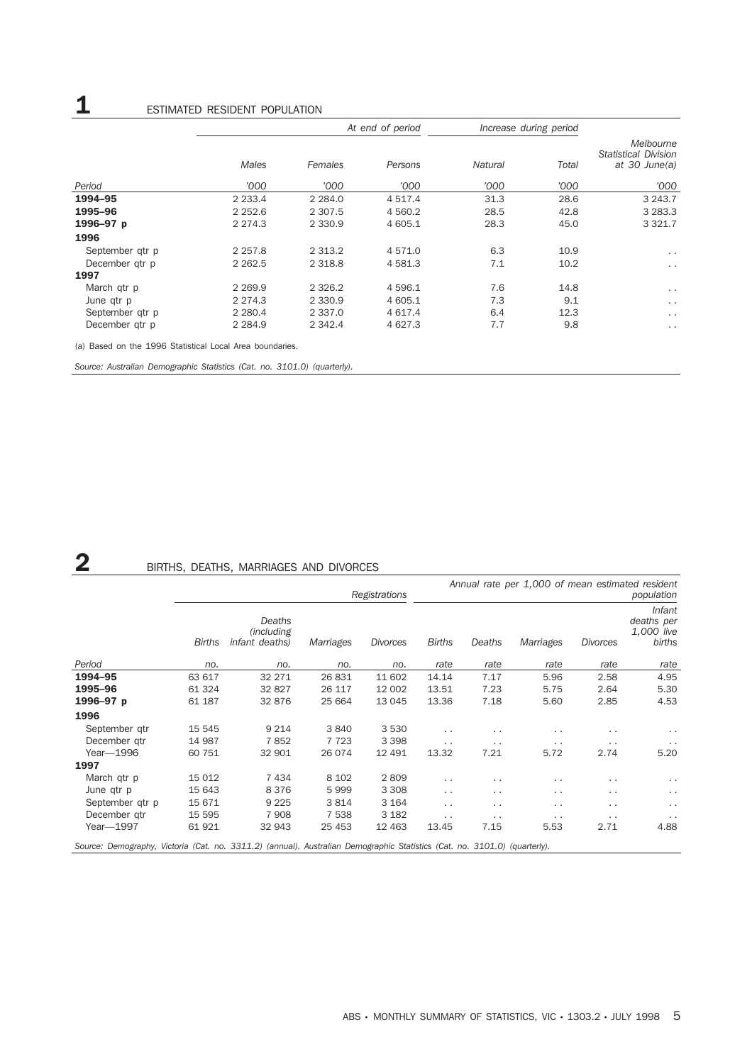# 1 ESTIMATED RESIDENT POPULATION

| Period | At end of period | | | Increase during period | | Melbourne Statistical Division at 30 June(a) |
|---|---|---|---|---|---|---|
| | Males | Females | Persons | Natural | Total | |
| | '000 | '000 | '000 | '000 | '000 | '000 |
| **1994–95** | 2 233.4 | 2 284.0 | 4 517.4 | 31.3 | 28.6 | 3 243.7 |
| **1995–96** | 2 252.6 | 2 307.5 | 4 560.2 | 28.5 | 42.8 | 3 283.3 |
| **1996–97 p** | 2 274.3 | 2 330.9 | 4 605.1 | 28.3 | 45.0 | 3 321.7 |
| **1996** | | | | | | |
| September qtr p | 2 257.8 | 2 313.2 | 4 571.0 | 6.3 | 10.9 | . . |
| December qtr p | 2 262.5 | 2 318.8 | 4 581.3 | 7.1 | 10.2 | . . |
| **1997** | | | | | | |
| March qtr p | 2 269.9 | 2 326.2 | 4 596.1 | 7.6 | 14.8 | . . |
| June qtr p | 2 274.3 | 2 330.9 | 4 605.1 | 7.3 | 9.1 | . . |
| September qtr p | 2 280.4 | 2 337.0 | 4 617.4 | 6.4 | 12.3 | . . |
| December qtr p | 2 284.9 | 2 342.4 | 4 627.3 | 7.7 | 9.8 | . . |

(a) Based on the 1996 Statistical Local Area boundaries.

*Source: Australian Demographic Statistics (Cat. no. 3101.0) (quarterly).*

# 2 BIRTHS, DEATHS, MARRIAGES AND DIVORCES

| Period | Registrations | | | | Annual rate per 1,000 of mean estimated resident population | | | | |
|---|---|---|---|---|---|---|---|---|---|
| | Births | Deaths (including infant deaths) | Marriages | Divorces | Births | Deaths | Marriages | Divorces | Infant deaths per 1,000 live births |
| | no. | no. | no. | no. | rate | rate | rate | rate | rate |
| **1994–95** | 63 617 | 32 271 | 26 831 | 11 602 | 14.14 | 7.17 | 5.96 | 2.58 | 4.95 |
| **1995–96** | 61 324 | 32 827 | 26 117 | 12 002 | 13.51 | 7.23 | 5.75 | 2.64 | 5.30 |
| **1996–97 p** | 61 187 | 32 876 | 25 664 | 13 045 | 13.36 | 7.18 | 5.60 | 2.85 | 4.53 |
| **1996** | | | | | | | | | |
| September qtr | 15 545 | 9 214 | 3 840 | 3 530 | . . | . . | . . | . . | . . |
| December qtr | 14 987 | 7 852 | 7 723 | 3 398 | . . | . . | . . | . . | . . |
| Year—1996 | 60 751 | 32 901 | 26 074 | 12 491 | 13.32 | 7.21 | 5.72 | 2.74 | 5.20 |
| **1997** | | | | | | | | | |
| March qtr p | 15 012 | 7 434 | 8 102 | 2 809 | . . | . . | . . | . . | . . |
| June qtr p | 15 643 | 8 376 | 5 999 | 3 308 | . . | . . | . . | . . | . . |
| September qtr p | 15 671 | 9 225 | 3 814 | 3 164 | . . | . . | . . | . . | . . |
| December qtr | 15 595 | 7 908 | 7 538 | 3 182 | . . | . . | . . | . . | . . |
| Year—1997 | 61 921 | 32 943 | 25 453 | 12 463 | 13.45 | 7.15 | 5.53 | 2.71 | 4.88 |

*Source: Demography, Victoria (Cat. no. 3311.2) (annual). Australian Demographic Statistics (Cat. no. 3101.0) (quarterly).*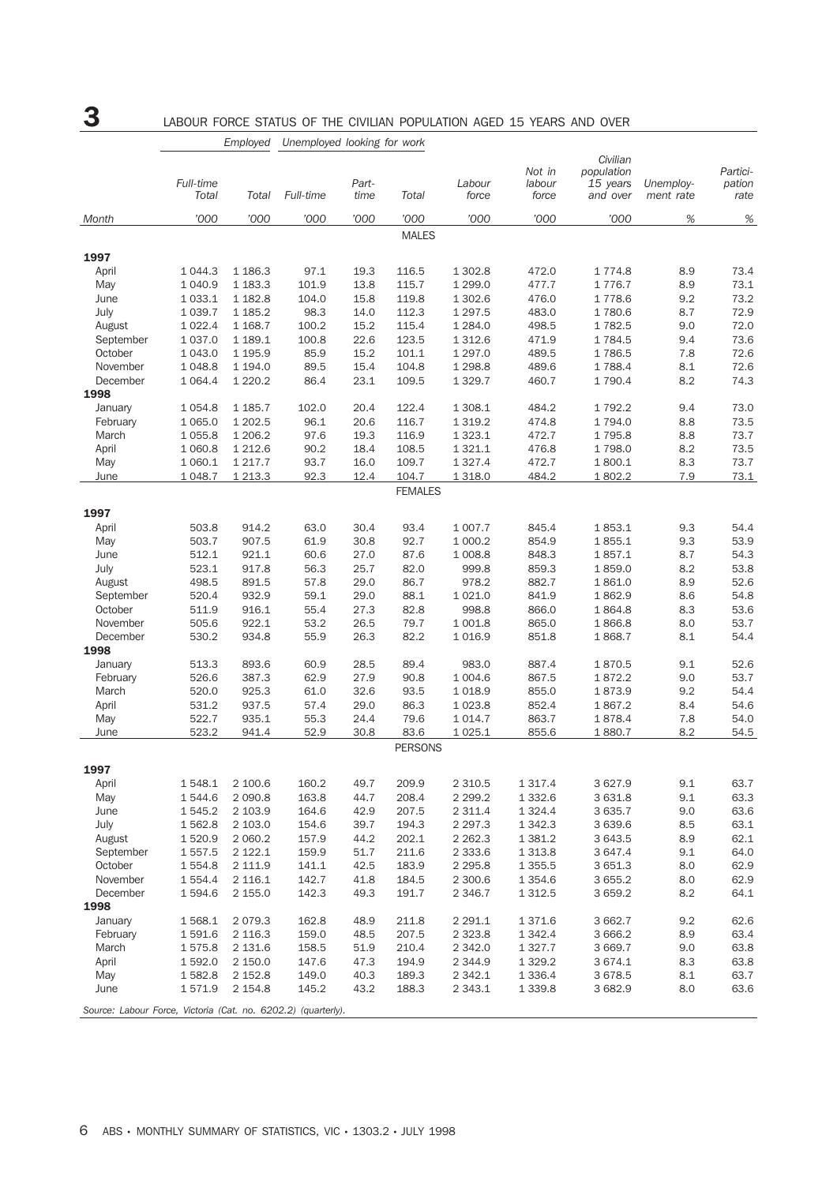# 3 LABOUR FORCE STATUS OF THE CIVILIAN POPULATION AGED 15 YEARS AND OVER

| | Employed | | Unemployed looking for work | | | | | | | |
|---|---|---|---|---|---|---|---|---|---|---|
| | Full-time Total | Total | Full-time | Part-time | Total | Labour force | Not in labour force | Civilian population 15 years and over | Unemploy-ment rate | Partici-pation rate |
| Month | '000 | '000 | '000 | '000 | '000 | '000 | '000 | '000 | % | % |
| **MALES** | | | | | | | | | | |
| **1997** | | | | | | | | | | |
| April | 1 044.3 | 1 186.3 | 97.1 | 19.3 | 116.5 | 1 302.8 | 472.0 | 1 774.8 | 8.9 | 73.4 |
| May | 1 040.9 | 1 183.3 | 101.9 | 13.8 | 115.7 | 1 299.0 | 477.7 | 1 776.7 | 8.9 | 73.1 |
| June | 1 033.1 | 1 182.8 | 104.0 | 15.8 | 119.8 | 1 302.6 | 476.0 | 1 778.6 | 9.2 | 73.2 |
| July | 1 039.7 | 1 185.2 | 98.3 | 14.0 | 112.3 | 1 297.5 | 483.0 | 1 780.6 | 8.7 | 72.9 |
| August | 1 022.4 | 1 168.7 | 100.2 | 15.2 | 115.4 | 1 284.0 | 498.5 | 1 782.5 | 9.0 | 72.0 |
| September | 1 037.0 | 1 189.1 | 100.8 | 22.6 | 123.5 | 1 312.6 | 471.9 | 1 784.5 | 9.4 | 73.6 |
| October | 1 043.0 | 1 195.9 | 85.9 | 15.2 | 101.1 | 1 297.0 | 489.5 | 1 786.5 | 7.8 | 72.6 |
| November | 1 048.8 | 1 194.0 | 89.5 | 15.4 | 104.8 | 1 298.8 | 489.6 | 1 788.4 | 8.1 | 72.6 |
| December | 1 064.4 | 1 220.2 | 86.4 | 23.1 | 109.5 | 1 329.7 | 460.7 | 1 790.4 | 8.2 | 74.3 |
| **1998** | | | | | | | | | | |
| January | 1 054.8 | 1 185.7 | 102.0 | 20.4 | 122.4 | 1 308.1 | 484.2 | 1 792.2 | 9.4 | 73.0 |
| February | 1 065.0 | 1 202.5 | 96.1 | 20.6 | 116.7 | 1 319.2 | 474.8 | 1 794.0 | 8.8 | 73.5 |
| March | 1 055.8 | 1 206.2 | 97.6 | 19.3 | 116.9 | 1 323.1 | 472.7 | 1 795.8 | 8.8 | 73.7 |
| April | 1 060.8 | 1 212.6 | 90.2 | 18.4 | 108.5 | 1 321.1 | 476.8 | 1 798.0 | 8.2 | 73.5 |
| May | 1 060.1 | 1 217.7 | 93.7 | 16.0 | 109.7 | 1 327.4 | 472.7 | 1 800.1 | 8.3 | 73.7 |
| June | 1 048.7 | 1 213.3 | 92.3 | 12.4 | 104.7 | 1 318.0 | 484.2 | 1 802.2 | 7.9 | 73.1 |
| **FEMALES** | | | | | | | | | | |
| **1997** | | | | | | | | | | |
| April | 503.8 | 914.2 | 63.0 | 30.4 | 93.4 | 1 007.7 | 845.4 | 1 853.1 | 9.3 | 54.4 |
| May | 503.7 | 907.5 | 61.9 | 30.8 | 92.7 | 1 000.2 | 854.9 | 1 855.1 | 9.3 | 53.9 |
| June | 512.1 | 921.1 | 60.6 | 27.0 | 87.6 | 1 008.8 | 848.3 | 1 857.1 | 8.7 | 54.3 |
| July | 523.1 | 917.8 | 56.3 | 25.7 | 82.0 | 999.8 | 859.3 | 1 859.0 | 8.2 | 53.8 |
| August | 498.5 | 891.5 | 57.8 | 29.0 | 86.7 | 978.2 | 882.7 | 1 861.0 | 8.9 | 52.6 |
| September | 520.4 | 932.9 | 59.1 | 29.0 | 88.1 | 1 021.0 | 841.9 | 1 862.9 | 8.6 | 54.8 |
| October | 511.9 | 916.1 | 55.4 | 27.3 | 82.8 | 998.8 | 866.0 | 1 864.8 | 8.3 | 53.6 |
| November | 505.6 | 922.1 | 53.2 | 26.5 | 79.7 | 1 001.8 | 865.0 | 1 866.8 | 8.0 | 53.7 |
| December | 530.2 | 934.8 | 55.9 | 26.3 | 82.2 | 1 016.9 | 851.8 | 1 868.7 | 8.1 | 54.4 |
| **1998** | | | | | | | | | | |
| January | 513.3 | 893.6 | 60.9 | 28.5 | 89.4 | 983.0 | 887.4 | 1 870.5 | 9.1 | 52.6 |
| February | 526.6 | 387.3 | 62.9 | 27.9 | 90.8 | 1 004.6 | 867.5 | 1 872.2 | 9.0 | 53.7 |
| March | 520.0 | 925.3 | 61.0 | 32.6 | 93.5 | 1 018.9 | 855.0 | 1 873.9 | 9.2 | 54.4 |
| April | 531.2 | 937.5 | 57.4 | 29.0 | 86.3 | 1 023.8 | 852.4 | 1 867.2 | 8.4 | 54.6 |
| May | 522.7 | 935.1 | 55.3 | 24.4 | 79.6 | 1 014.7 | 863.7 | 1 878.4 | 7.8 | 54.0 |
| June | 523.2 | 941.4 | 52.9 | 30.8 | 83.6 | 1 025.1 | 855.6 | 1 880.7 | 8.2 | 54.5 |
| **PERSONS** | | | | | | | | | | |
| **1997** | | | | | | | | | | |
| April | 1 548.1 | 2 100.6 | 160.2 | 49.7 | 209.9 | 2 310.5 | 1 317.4 | 3 627.9 | 9.1 | 63.7 |
| May | 1 544.6 | 2 090.8 | 163.8 | 44.7 | 208.4 | 2 299.2 | 1 332.6 | 3 631.8 | 9.1 | 63.3 |
| June | 1 545.2 | 2 103.9 | 164.6 | 42.9 | 207.5 | 2 311.4 | 1 324.4 | 3 635.7 | 9.0 | 63.6 |
| July | 1 562.8 | 2 103.0 | 154.6 | 39.7 | 194.3 | 2 297.3 | 1 342.3 | 3 639.6 | 8.5 | 63.1 |
| August | 1 520.9 | 2 060.2 | 157.9 | 44.2 | 202.1 | 2 262.3 | 1 381.2 | 3 643.5 | 8.9 | 62.1 |
| September | 1 557.5 | 2 122.1 | 159.9 | 51.7 | 211.6 | 2 333.6 | 1 313.8 | 3 647.4 | 9.1 | 64.0 |
| October | 1 554.8 | 2 111.9 | 141.1 | 42.5 | 183.9 | 2 295.8 | 1 355.5 | 3 651.3 | 8.0 | 62.9 |
| November | 1 554.4 | 2 116.1 | 142.7 | 41.8 | 184.5 | 2 300.6 | 1 354.6 | 3 655.2 | 8.0 | 62.9 |
| December | 1 594.6 | 2 155.0 | 142.3 | 49.3 | 191.7 | 2 346.7 | 1 312.5 | 3 659.2 | 8.2 | 64.1 |
| **1998** | | | | | | | | | | |
| January | 1 568.1 | 2 079.3 | 162.8 | 48.9 | 211.8 | 2 291.1 | 1 371.6 | 3 662.7 | 9.2 | 62.6 |
| February | 1 591.6 | 2 116.3 | 159.0 | 48.5 | 207.5 | 2 323.8 | 1 342.4 | 3 666.2 | 8.9 | 63.4 |
| March | 1 575.8 | 2 131.6 | 158.5 | 51.9 | 210.4 | 2 342.0 | 1 327.7 | 3 669.7 | 9.0 | 63.8 |
| April | 1 592.0 | 2 150.0 | 147.6 | 47.3 | 194.9 | 2 344.9 | 1 329.2 | 3 674.1 | 8.3 | 63.8 |
| May | 1 582.8 | 2 152.8 | 149.0 | 40.3 | 189.3 | 2 342.1 | 1 336.4 | 3 678.5 | 8.1 | 63.7 |
| June | 1 571.9 | 2 154.8 | 145.2 | 43.2 | 188.3 | 2 343.1 | 1 339.8 | 3 682.9 | 8.0 | 63.6 |

*Source: Labour Force, Victoria (Cat. no. 6202.2) (quarterly).*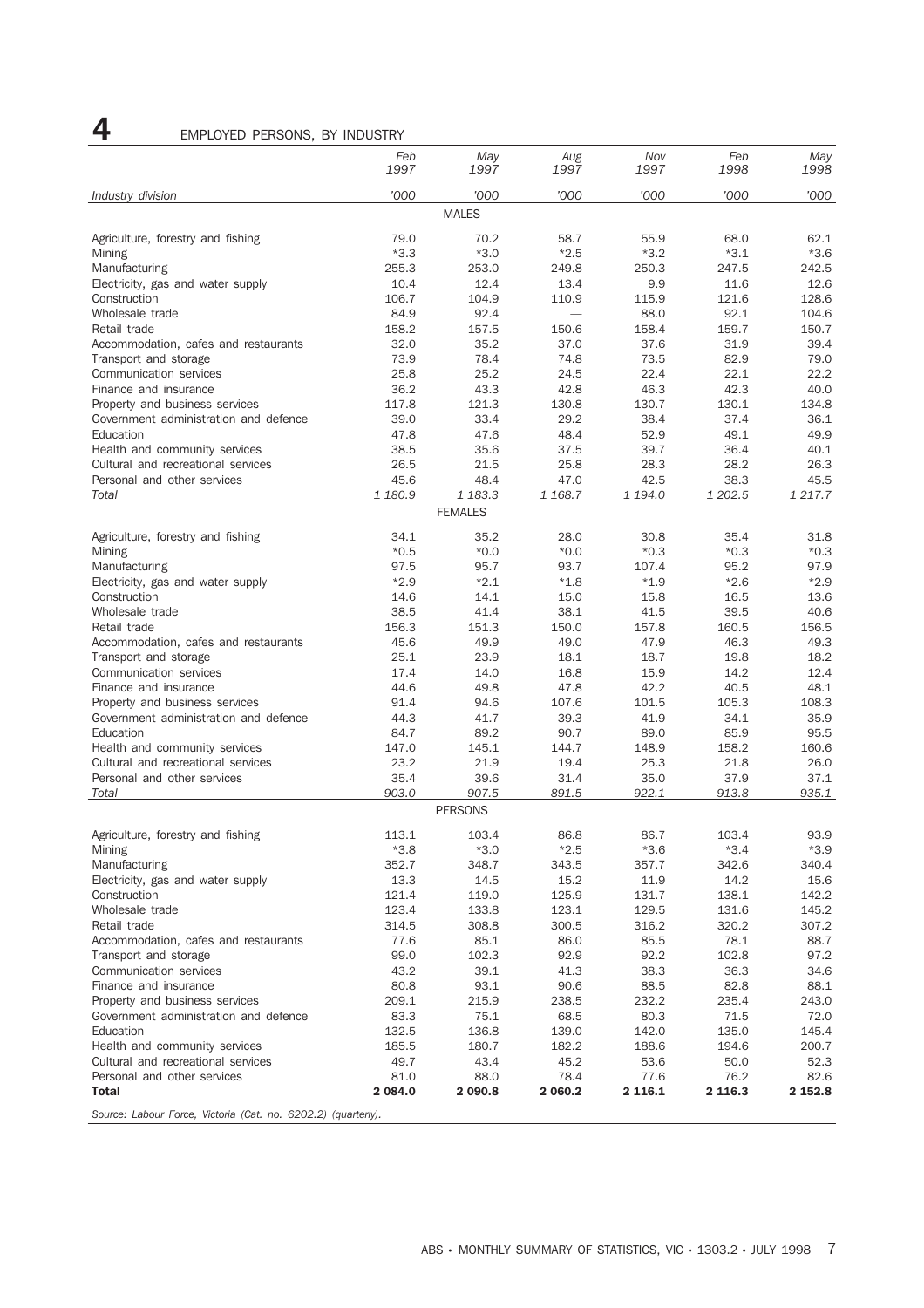## 4 EMPLOYED PERSONS, BY INDUSTRY

| Industry division | Feb 1997 | May 1997 | Aug 1997 | Nov 1997 | Feb 1998 | May 1998 |
|---|---|---|---|---|---|---|
| | '000 | '000 | '000 | '000 | '000 | '000 |
| **MALES** | | | | | | |
| Agriculture, forestry and fishing | 79.0 | 70.2 | 58.7 | 55.9 | 68.0 | 62.1 |
| Mining | *3.3 | *3.0 | *2.5 | *3.2 | *3.1 | *3.6 |
| Manufacturing | 255.3 | 253.0 | 249.8 | 250.3 | 247.5 | 242.5 |
| Electricity, gas and water supply | 10.4 | 12.4 | 13.4 | 9.9 | 11.6 | 12.6 |
| Construction | 106.7 | 104.9 | 110.9 | 115.9 | 121.6 | 128.6 |
| Wholesale trade | 84.9 | 92.4 | — | 88.0 | 92.1 | 104.6 |
| Retail trade | 158.2 | 157.5 | 150.6 | 158.4 | 159.7 | 150.7 |
| Accommodation, cafes and restaurants | 32.0 | 35.2 | 37.0 | 37.6 | 31.9 | 39.4 |
| Transport and storage | 73.9 | 78.4 | 74.8 | 73.5 | 82.9 | 79.0 |
| Communication services | 25.8 | 25.2 | 24.5 | 22.4 | 22.1 | 22.2 |
| Finance and insurance | 36.2 | 43.3 | 42.8 | 46.3 | 42.3 | 40.0 |
| Property and business services | 117.8 | 121.3 | 130.8 | 130.7 | 130.1 | 134.8 |
| Government administration and defence | 39.0 | 33.4 | 29.2 | 38.4 | 37.4 | 36.1 |
| Education | 47.8 | 47.6 | 48.4 | 52.9 | 49.1 | 49.9 |
| Health and community services | 38.5 | 35.6 | 37.5 | 39.7 | 36.4 | 40.1 |
| Cultural and recreational services | 26.5 | 21.5 | 25.8 | 28.3 | 28.2 | 26.3 |
| Personal and other services | 45.6 | 48.4 | 47.0 | 42.5 | 38.3 | 45.5 |
| *Total* | *1 180.9* | *1 183.3* | *1 168.7* | *1 194.0* | *1 202.5* | *1 217.7* |
| **FEMALES** | | | | | | |
| Agriculture, forestry and fishing | 34.1 | 35.2 | 28.0 | 30.8 | 35.4 | 31.8 |
| Mining | *0.5 | *0.0 | *0.0 | *0.3 | *0.3 | *0.3 |
| Manufacturing | 97.5 | 95.7 | 93.7 | 107.4 | 95.2 | 97.9 |
| Electricity, gas and water supply | *2.9 | *2.1 | *1.8 | *1.9 | *2.6 | *2.9 |
| Construction | 14.6 | 14.1 | 15.0 | 15.8 | 16.5 | 13.6 |
| Wholesale trade | 38.5 | 41.4 | 38.1 | 41.5 | 39.5 | 40.6 |
| Retail trade | 156.3 | 151.3 | 150.0 | 157.8 | 160.5 | 156.5 |
| Accommodation, cafes and restaurants | 45.6 | 49.9 | 49.0 | 47.9 | 46.3 | 49.3 |
| Transport and storage | 25.1 | 23.9 | 18.1 | 18.7 | 19.8 | 18.2 |
| Communication services | 17.4 | 14.0 | 16.8 | 15.9 | 14.2 | 12.4 |
| Finance and insurance | 44.6 | 49.8 | 47.8 | 42.2 | 40.5 | 48.1 |
| Property and business services | 91.4 | 94.6 | 107.6 | 101.5 | 105.3 | 108.3 |
| Government administration and defence | 44.3 | 41.7 | 39.3 | 41.9 | 34.1 | 35.9 |
| Education | 84.7 | 89.2 | 90.7 | 89.0 | 85.9 | 95.5 |
| Health and community services | 147.0 | 145.1 | 144.7 | 148.9 | 158.2 | 160.6 |
| Cultural and recreational services | 23.2 | 21.9 | 19.4 | 25.3 | 21.8 | 26.0 |
| Personal and other services | 35.4 | 39.6 | 31.4 | 35.0 | 37.9 | 37.1 |
| *Total* | *903.0* | *907.5* | *891.5* | *922.1* | *913.8* | *935.1* |
| **PERSONS** | | | | | | |
| Agriculture, forestry and fishing | 113.1 | 103.4 | 86.8 | 86.7 | 103.4 | 93.9 |
| Mining | *3.8 | *3.0 | *2.5 | *3.6 | *3.4 | *3.9 |
| Manufacturing | 352.7 | 348.7 | 343.5 | 357.7 | 342.6 | 340.4 |
| Electricity, gas and water supply | 13.3 | 14.5 | 15.2 | 11.9 | 14.2 | 15.6 |
| Construction | 121.4 | 119.0 | 125.9 | 131.7 | 138.1 | 142.2 |
| Wholesale trade | 123.4 | 133.8 | 123.1 | 129.5 | 131.6 | 145.2 |
| Retail trade | 314.5 | 308.8 | 300.5 | 316.2 | 320.2 | 307.2 |
| Accommodation, cafes and restaurants | 77.6 | 85.1 | 86.0 | 85.5 | 78.1 | 88.7 |
| Transport and storage | 99.0 | 102.3 | 92.9 | 92.2 | 102.8 | 97.2 |
| Communication services | 43.2 | 39.1 | 41.3 | 38.3 | 36.3 | 34.6 |
| Finance and insurance | 80.8 | 93.1 | 90.6 | 88.5 | 82.8 | 88.1 |
| Property and business services | 209.1 | 215.9 | 238.5 | 232.2 | 235.4 | 243.0 |
| Government administration and defence | 83.3 | 75.1 | 68.5 | 80.3 | 71.5 | 72.0 |
| Education | 132.5 | 136.8 | 139.0 | 142.0 | 135.0 | 145.4 |
| Health and community services | 185.5 | 180.7 | 182.2 | 188.6 | 194.6 | 200.7 |
| Cultural and recreational services | 49.7 | 43.4 | 45.2 | 53.6 | 50.0 | 52.3 |
| Personal and other services | 81.0 | 88.0 | 78.4 | 77.6 | 76.2 | 82.6 |
| **Total** | **2 084.0** | **2 090.8** | **2 060.2** | **2 116.1** | **2 116.3** | **2 152.8** |

*Source: Labour Force, Victoria (Cat. no. 6202.2) (quarterly).*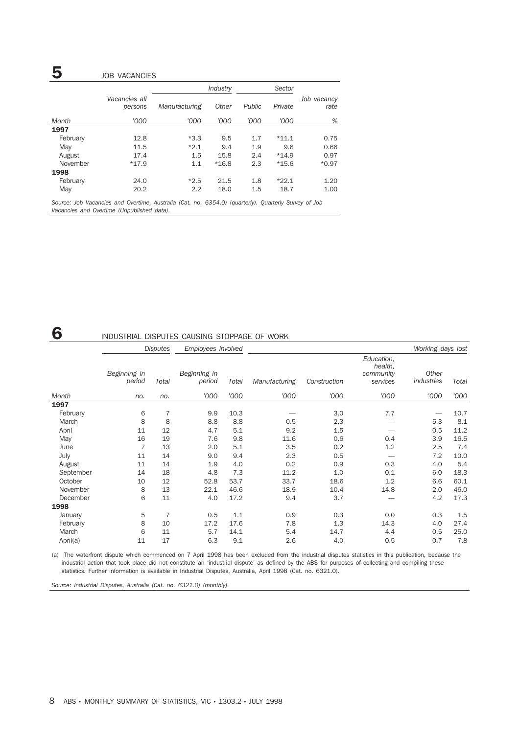## 5 JOB VACANCIES

| | | Industry | | Sector | | |
|---|---|---|---|---|---|---|
| | Vacancies all persons | Manufacturing | Other | Public | Private | Job vacancy rate |
| Month | '000 | '000 | '000 | '000 | '000 | % |
| **1997** | | | | | | |
| February | 12.8 | *3.3 | 9.5 | 1.7 | *11.1 | 0.75 |
| May | 11.5 | *2.1 | 9.4 | 1.9 | 9.6 | 0.66 |
| August | 17.4 | 1.5 | 15.8 | 2.4 | *14.9 | 0.97 |
| November | *17.9 | 1.1 | *16.8 | 2.3 | *15.6 | *0.97 |
| **1998** | | | | | | |
| February | 24.0 | *2.5 | 21.5 | 1.8 | *22.1 | 1.20 |
| May | 20.2 | 2.2 | 18.0 | 1.5 | 18.7 | 1.00 |

*Source: Job Vacancies and Overtime, Australia (Cat. no. 6354.0) (quarterly). Quarterly Survey of Job Vacancies and Overtime (Unpublished data).*

## 6 INDUSTRIAL DISPUTES CAUSING STOPPAGE OF WORK

| | Disputes | | Employees involved | | Working days lost | | | | |
|---|---|---|---|---|---|---|---|---|---|
| | Beginning in period | Total | Beginning in period | Total | Manufacturing | Construction | Education, health, community services | Other industries | Total |
| Month | no. | no. | '000 | '000 | '000 | '000 | '000 | '000 | '000 |
| **1997** | | | | | | | | | |
| February | 6 | 7 | 9.9 | 10.3 | — | 3.0 | 7.7 | — | 10.7 |
| March | 8 | 8 | 8.8 | 8.8 | 0.5 | 2.3 | — | 5.3 | 8.1 |
| April | 11 | 12 | 4.7 | 5.1 | 9.2 | 1.5 | — | 0.5 | 11.2 |
| May | 16 | 19 | 7.6 | 9.8 | 11.6 | 0.6 | 0.4 | 3.9 | 16.5 |
| June | 7 | 13 | 2.0 | 5.1 | 3.5 | 0.2 | 1.2 | 2.5 | 7.4 |
| July | 11 | 14 | 9.0 | 9.4 | 2.3 | 0.5 | — | 7.2 | 10.0 |
| August | 11 | 14 | 1.9 | 4.0 | 0.2 | 0.9 | 0.3 | 4.0 | 5.4 |
| September | 14 | 18 | 4.8 | 7.3 | 11.2 | 1.0 | 0.1 | 6.0 | 18.3 |
| October | 10 | 12 | 52.8 | 53.7 | 33.7 | 18.6 | 1.2 | 6.6 | 60.1 |
| November | 8 | 13 | 22.1 | 46.6 | 18.9 | 10.4 | 14.8 | 2.0 | 46.0 |
| December | 6 | 11 | 4.0 | 17.2 | 9.4 | 3.7 | — | 4.2 | 17.3 |
| **1998** | | | | | | | | | |
| January | 5 | 7 | 0.5 | 1.1 | 0.9 | 0.3 | 0.0 | 0.3 | 1.5 |
| February | 8 | 10 | 17.2 | 17.6 | 7.8 | 1.3 | 14.3 | 4.0 | 27.4 |
| March | 6 | 11 | 5.7 | 14.1 | 5.4 | 14.7 | 4.4 | 0.5 | 25.0 |
| April(a) | 11 | 17 | 6.3 | 9.1 | 2.6 | 4.0 | 0.5 | 0.7 | 7.8 |

(a) The waterfront dispute which commenced on 7 April 1998 has been excluded from the industrial disputes statistics in this publication, because the industrial action that took place did not constitute an 'industrial dispute' as defined by the ABS for purposes of collecting and compiling these statistics. Further information is available in Industrial Disputes, Australia, April 1998 (Cat. no. 6321.0).

*Source: Industrial Disputes, Australia (Cat. no. 6321.0) (monthly).*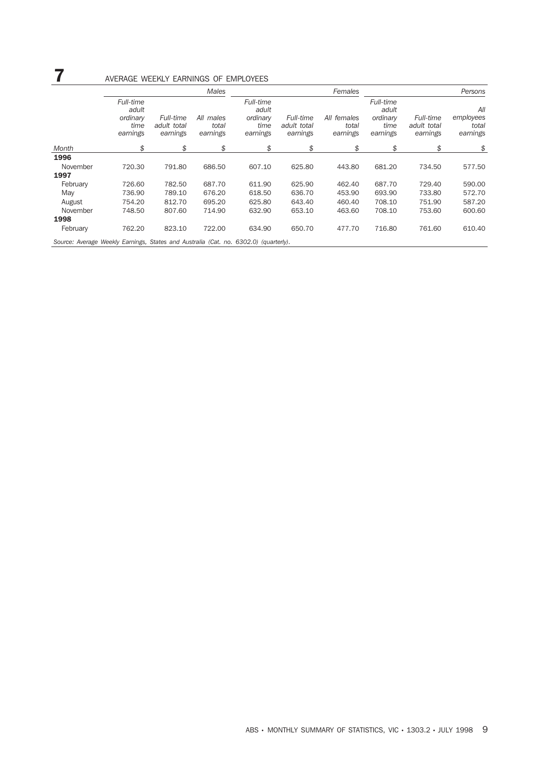# 7 AVERAGE WEEKLY EARNINGS OF EMPLOYEES

| | Males | | | Females | | | Persons | | |
|---|---|---|---|---|---|---|---|---|---|
| | *Full-time adult ordinary time earnings* | *Full-time adult total earnings* | *All males total earnings* | *Full-time adult ordinary time earnings* | *Full-time adult total earnings* | *All females total earnings* | *Full-time adult ordinary time earnings* | *Full-time adult total earnings* | *All employees total earnings* |
| *Month* | $ | $ | $ | $ | $ | $ | $ | $ | $ |
| **1996** | | | | | | | | | |
| November | 720.30 | 791.80 | 686.50 | 607.10 | 625.80 | 443.80 | 681.20 | 734.50 | 577.50 |
| **1997** | | | | | | | | | |
| February | 726.60 | 782.50 | 687.70 | 611.90 | 625.90 | 462.40 | 687.70 | 729.40 | 590.00 |
| May | 736.90 | 789.10 | 676.20 | 618.50 | 636.70 | 453.90 | 693.90 | 733.80 | 572.70 |
| August | 754.20 | 812.70 | 695.20 | 625.80 | 643.40 | 460.40 | 708.10 | 751.90 | 587.20 |
| November | 748.50 | 807.60 | 714.90 | 632.90 | 653.10 | 463.60 | 708.10 | 753.60 | 600.60 |
| **1998** | | | | | | | | | |
| February | 762.20 | 823.10 | 722.00 | 634.90 | 650.70 | 477.70 | 716.80 | 761.60 | 610.40 |

*Source: Average Weekly Earnings, States and Australia (Cat. no. 6302.0) (quarterly).*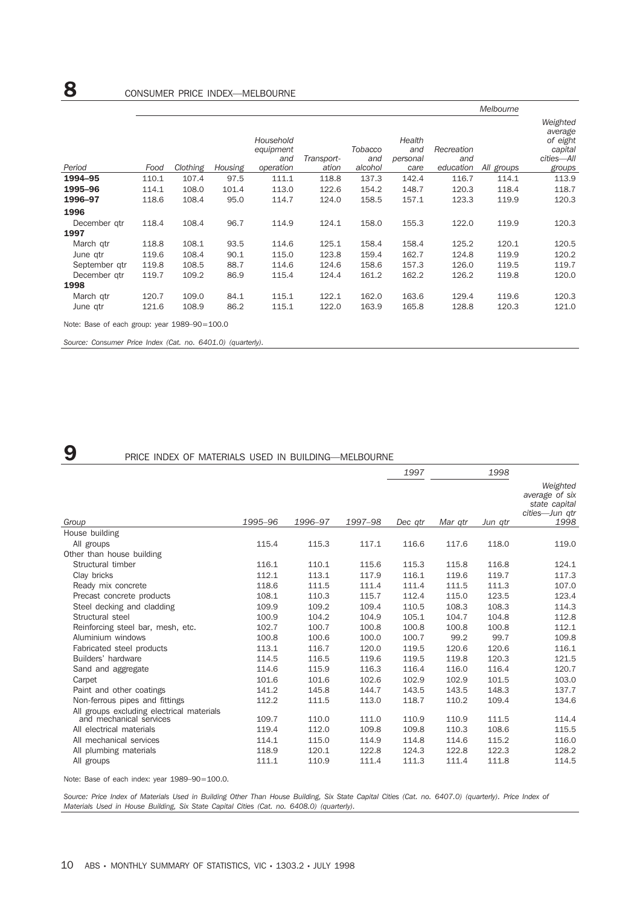# 8 CONSUMER PRICE INDEX—MELBOURNE

| | | | | | | | | | Melbourne | |
|---|---|---|---|---|---|---|---|---|---|---|
| Period | Food | Clothing | Housing | Household equipment and operation | Transport-ation | Tobacco and alcohol | Health and personal care | Recreation and education | All groups | Weighted average of eight capital cities—All groups |
| **1994–95** | 110.1 | 107.4 | 97.5 | 111.1 | 118.8 | 137.3 | 142.4 | 116.7 | 114.1 | 113.9 |
| **1995–96** | 114.1 | 108.0 | 101.4 | 113.0 | 122.6 | 154.2 | 148.7 | 120.3 | 118.4 | 118.7 |
| **1996–97** | 118.6 | 108.4 | 95.0 | 114.7 | 124.0 | 158.5 | 157.1 | 123.3 | 119.9 | 120.3 |
| **1996** | | | | | | | | | | |
| December qtr | 118.4 | 108.4 | 96.7 | 114.9 | 124.1 | 158.0 | 155.3 | 122.0 | 119.9 | 120.3 |
| **1997** | | | | | | | | | | |
| March qtr | 118.8 | 108.1 | 93.5 | 114.6 | 125.1 | 158.4 | 158.4 | 125.2 | 120.1 | 120.5 |
| June qtr | 119.6 | 108.4 | 90.1 | 115.0 | 123.8 | 159.4 | 162.7 | 124.8 | 119.9 | 120.2 |
| September qtr | 119.8 | 108.5 | 88.7 | 114.6 | 124.6 | 158.6 | 157.3 | 126.0 | 119.5 | 119.7 |
| December qtr | 119.7 | 109.2 | 86.9 | 115.4 | 124.4 | 161.2 | 162.2 | 126.2 | 119.8 | 120.0 |
| **1998** | | | | | | | | | | |
| March qtr | 120.7 | 109.0 | 84.1 | 115.1 | 122.1 | 162.0 | 163.6 | 129.4 | 119.6 | 120.3 |
| June qtr | 121.6 | 108.9 | 86.2 | 115.1 | 122.0 | 163.9 | 165.8 | 128.8 | 120.3 | 121.0 |

Note: Base of each group: year 1989–90=100.0

*Source: Consumer Price Index (Cat. no. 6401.0) (quarterly).*

# 9 PRICE INDEX OF MATERIALS USED IN BUILDING—MELBOURNE

| | | | | 1997 | | 1998 | |
|---|---|---|---|---|---|---|---|
| Group | 1995–96 | 1996–97 | 1997–98 | Dec qtr | Mar qtr | Jun qtr | Weighted average of six state capital cities—Jun qtr 1998 |
| House building | | | | | | | |
| All groups | 115.4 | 115.3 | 117.1 | 116.6 | 117.6 | 118.0 | 119.0 |
| Other than house building | | | | | | | |
| Structural timber | 116.1 | 110.1 | 115.6 | 115.3 | 115.8 | 116.8 | 124.1 |
| Clay bricks | 112.1 | 113.1 | 117.9 | 116.1 | 119.6 | 119.7 | 117.3 |
| Ready mix concrete | 118.6 | 111.5 | 111.4 | 111.4 | 111.5 | 111.3 | 107.0 |
| Precast concrete products | 108.1 | 110.3 | 115.7 | 112.4 | 115.0 | 123.5 | 123.4 |
| Steel decking and cladding | 109.9 | 109.2 | 109.4 | 110.5 | 108.3 | 108.3 | 114.3 |
| Structural steel | 100.9 | 104.2 | 104.9 | 105.1 | 104.7 | 104.8 | 112.8 |
| Reinforcing steel bar, mesh, etc. | 102.7 | 100.7 | 100.8 | 100.8 | 100.8 | 100.8 | 112.1 |
| Aluminium windows | 100.8 | 100.6 | 100.0 | 100.7 | 99.2 | 99.7 | 109.8 |
| Fabricated steel products | 113.1 | 116.7 | 120.0 | 119.5 | 120.6 | 120.6 | 116.1 |
| Builders' hardware | 114.5 | 116.5 | 119.6 | 119.5 | 119.8 | 120.3 | 121.5 |
| Sand and aggregate | 114.6 | 115.9 | 116.3 | 116.4 | 116.0 | 116.4 | 120.7 |
| Carpet | 101.6 | 101.6 | 102.6 | 102.9 | 102.9 | 101.5 | 103.0 |
| Paint and other coatings | 141.2 | 145.8 | 144.7 | 143.5 | 143.5 | 148.3 | 137.7 |
| Non-ferrous pipes and fittings | 112.2 | 111.5 | 113.0 | 118.7 | 110.2 | 109.4 | 134.6 |
| All groups excluding electrical materials and mechanical services | 109.7 | 110.0 | 111.0 | 110.9 | 110.9 | 111.5 | 114.4 |
| All electrical materials | 119.4 | 112.0 | 109.8 | 109.8 | 110.3 | 108.6 | 115.5 |
| All mechanical services | 114.1 | 115.0 | 114.9 | 114.8 | 114.6 | 115.2 | 116.0 |
| All plumbing materials | 118.9 | 120.1 | 122.8 | 124.3 | 122.8 | 122.3 | 128.2 |
| All groups | 111.1 | 110.9 | 111.4 | 111.3 | 111.4 | 111.8 | 114.5 |

Note: Base of each index: year 1989–90=100.0.

*Source: Price Index of Materials Used in Building Other Than House Building, Six State Capital Cities (Cat. no. 6407.0) (quarterly). Price Index of Materials Used in House Building, Six State Capital Cities (Cat. no. 6408.0) (quarterly).*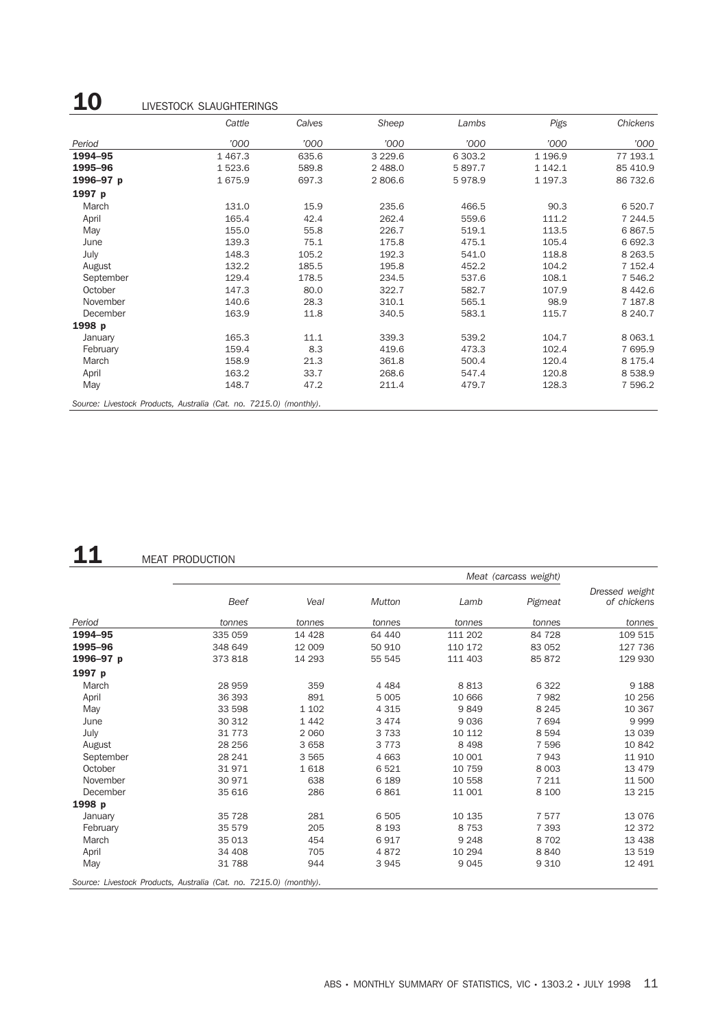## 10 LIVESTOCK SLAUGHTERINGS

| Period | Cattle | Calves | Sheep | Lambs | Pigs | Chickens |
|---|---|---|---|---|---|---|
| | '000 | '000 | '000 | '000 | '000 | '000 |
| **1994–95** | 1 467.3 | 635.6 | 3 229.6 | 6 303.2 | 1 196.9 | 77 193.1 |
| **1995–96** | 1 523.6 | 589.8 | 2 488.0 | 5 897.7 | 1 142.1 | 85 410.9 |
| **1996–97 p** | 1 675.9 | 697.3 | 2 806.6 | 5 978.9 | 1 197.3 | 86 732.6 |
| **1997 p** | | | | | | |
| March | 131.0 | 15.9 | 235.6 | 466.5 | 90.3 | 6 520.7 |
| April | 165.4 | 42.4 | 262.4 | 559.6 | 111.2 | 7 244.5 |
| May | 155.0 | 55.8 | 226.7 | 519.1 | 113.5 | 6 867.5 |
| June | 139.3 | 75.1 | 175.8 | 475.1 | 105.4 | 6 692.3 |
| July | 148.3 | 105.2 | 192.3 | 541.0 | 118.8 | 8 263.5 |
| August | 132.2 | 185.5 | 195.8 | 452.2 | 104.2 | 7 152.4 |
| September | 129.4 | 178.5 | 234.5 | 537.6 | 108.1 | 7 546.2 |
| October | 147.3 | 80.0 | 322.7 | 582.7 | 107.9 | 8 442.6 |
| November | 140.6 | 28.3 | 310.1 | 565.1 | 98.9 | 7 187.8 |
| December | 163.9 | 11.8 | 340.5 | 583.1 | 115.7 | 8 240.7 |
| **1998 p** | | | | | | |
| January | 165.3 | 11.1 | 339.3 | 539.2 | 104.7 | 8 063.1 |
| February | 159.4 | 8.3 | 419.6 | 473.3 | 102.4 | 7 695.9 |
| March | 158.9 | 21.3 | 361.8 | 500.4 | 120.4 | 8 175.4 |
| April | 163.2 | 33.7 | 268.6 | 547.4 | 120.8 | 8 538.9 |
| May | 148.7 | 47.2 | 211.4 | 479.7 | 128.3 | 7 596.2 |

*Source: Livestock Products, Australia (Cat. no. 7215.0) (monthly).*

## 11 MEAT PRODUCTION

| | Meat (carcass weight) | | | | | |
|---|---|---|---|---|---|---|
| Period | Beef | Veal | Mutton | Lamb | Pigmeat | Dressed weight of chickens |
| | tonnes | tonnes | tonnes | tonnes | tonnes | tonnes |
| **1994–95** | 335 059 | 14 428 | 64 440 | 111 202 | 84 728 | 109 515 |
| **1995–96** | 348 649 | 12 009 | 50 910 | 110 172 | 83 052 | 127 736 |
| **1996–97 p** | 373 818 | 14 293 | 55 545 | 111 403 | 85 872 | 129 930 |
| **1997 p** | | | | | | |
| March | 28 959 | 359 | 4 484 | 8 813 | 6 322 | 9 188 |
| April | 36 393 | 891 | 5 005 | 10 666 | 7 982 | 10 256 |
| May | 33 598 | 1 102 | 4 315 | 9 849 | 8 245 | 10 367 |
| June | 30 312 | 1 442 | 3 474 | 9 036 | 7 694 | 9 999 |
| July | 31 773 | 2 060 | 3 733 | 10 112 | 8 594 | 13 039 |
| August | 28 256 | 3 658 | 3 773 | 8 498 | 7 596 | 10 842 |
| September | 28 241 | 3 565 | 4 663 | 10 001 | 7 943 | 11 910 |
| October | 31 971 | 1 618 | 6 521 | 10 759 | 8 003 | 13 479 |
| November | 30 971 | 638 | 6 189 | 10 558 | 7 211 | 11 500 |
| December | 35 616 | 286 | 6 861 | 11 001 | 8 100 | 13 215 |
| **1998 p** | | | | | | |
| January | 35 728 | 281 | 6 505 | 10 135 | 7 577 | 13 076 |
| February | 35 579 | 205 | 8 193 | 8 753 | 7 393 | 12 372 |
| March | 35 013 | 454 | 6 917 | 9 248 | 8 702 | 13 438 |
| April | 34 408 | 705 | 4 872 | 10 294 | 8 840 | 13 519 |
| May | 31 788 | 944 | 3 945 | 9 045 | 9 310 | 12 491 |

*Source: Livestock Products, Australia (Cat. no. 7215.0) (monthly).*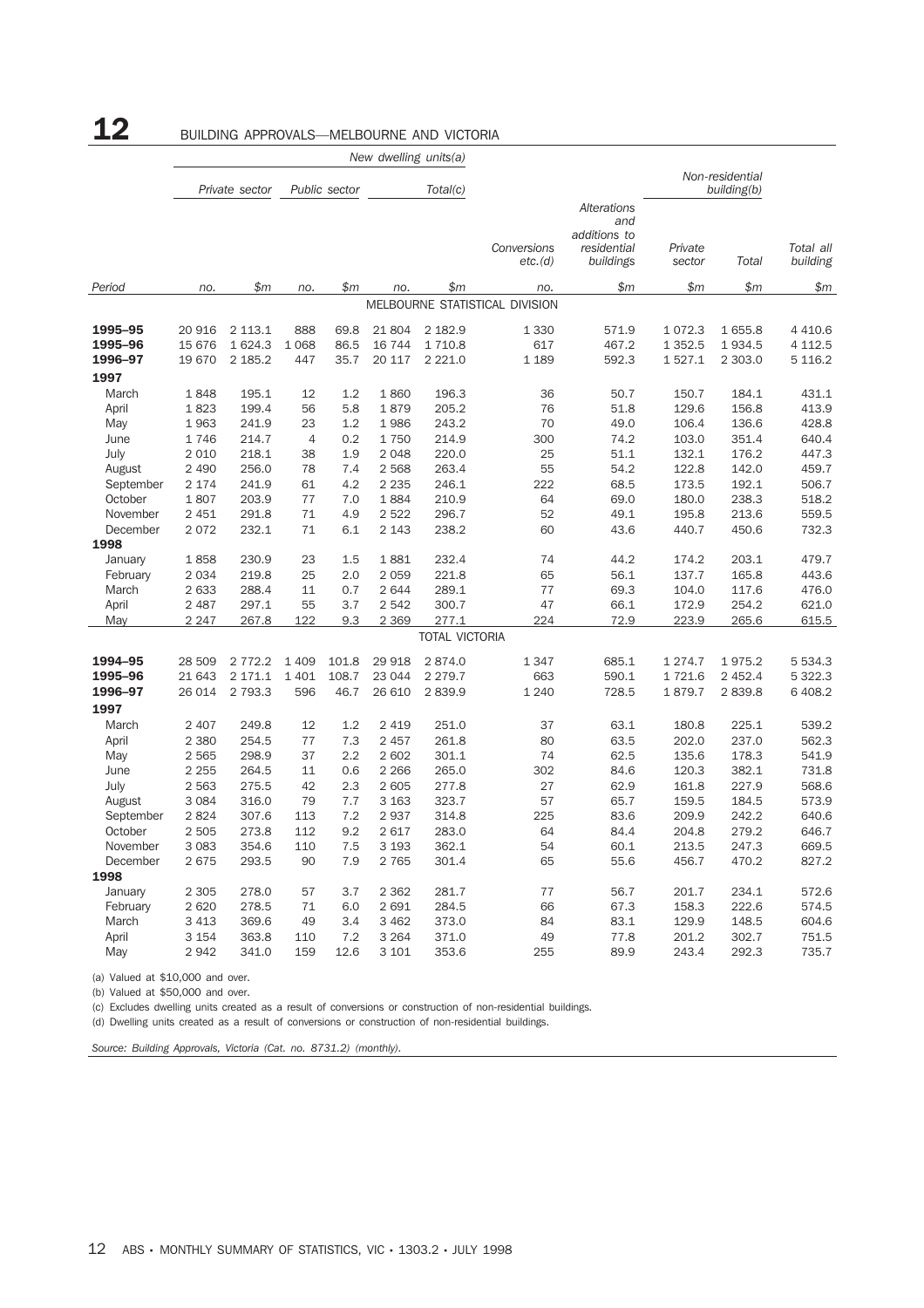# 12 BUILDING APPROVALS—MELBOURNE AND VICTORIA

| Period | New dwelling units(a) | | | | | | | | | | |
|---|---|---|---|---|---|---|---|---|---|---|---|
| | Private sector | | Public sector | | Total(c) | | Conversions etc.(d) | Alterations and additions to residential buildings | Non-residential building(b) | | Total all building |
| | | | | | | | | | Private sector | Total | |
| | no. | $m | no. | $m | no. | $m | no. | $m | $m | $m | $m |
| **MELBOURNE STATISTICAL DIVISION** | | | | | | | | | | | |
| **1995–95** | 20 916 | 2 113.1 | 888 | 69.8 | 21 804 | 2 182.9 | 1 330 | 571.9 | 1 072.3 | 1 655.8 | 4 410.6 |
| **1995–96** | 15 676 | 1 624.3 | 1 068 | 86.5 | 16 744 | 1 710.8 | 617 | 467.2 | 1 352.5 | 1 934.5 | 4 112.5 |
| **1996–97** | 19 670 | 2 185.2 | 447 | 35.7 | 20 117 | 2 221.0 | 1 189 | 592.3 | 1 527.1 | 2 303.0 | 5 116.2 |
| **1997** | | | | | | | | | | | |
| March | 1 848 | 195.1 | 12 | 1.2 | 1 860 | 196.3 | 36 | 50.7 | 150.7 | 184.1 | 431.1 |
| April | 1 823 | 199.4 | 56 | 5.8 | 1 879 | 205.2 | 76 | 51.8 | 129.6 | 156.8 | 413.9 |
| May | 1 963 | 241.9 | 23 | 1.2 | 1 986 | 243.2 | 70 | 49.0 | 106.4 | 136.6 | 428.8 |
| June | 1 746 | 214.7 | 4 | 0.2 | 1 750 | 214.9 | 300 | 74.2 | 103.0 | 351.4 | 640.4 |
| July | 2 010 | 218.1 | 38 | 1.9 | 2 048 | 220.0 | 25 | 51.1 | 132.1 | 176.2 | 447.3 |
| August | 2 490 | 256.0 | 78 | 7.4 | 2 568 | 263.4 | 55 | 54.2 | 122.8 | 142.0 | 459.7 |
| September | 2 174 | 241.9 | 61 | 4.2 | 2 235 | 246.1 | 222 | 68.5 | 173.5 | 192.1 | 506.7 |
| October | 1 807 | 203.9 | 77 | 7.0 | 1 884 | 210.9 | 64 | 69.0 | 180.0 | 238.3 | 518.2 |
| November | 2 451 | 291.8 | 71 | 4.9 | 2 522 | 296.7 | 52 | 49.1 | 195.8 | 213.6 | 559.5 |
| December | 2 072 | 232.1 | 71 | 6.1 | 2 143 | 238.2 | 60 | 43.6 | 440.7 | 450.6 | 732.3 |
| **1998** | | | | | | | | | | | |
| January | 1 858 | 230.9 | 23 | 1.5 | 1 881 | 232.4 | 74 | 44.2 | 174.2 | 203.1 | 479.7 |
| February | 2 034 | 219.8 | 25 | 2.0 | 2 059 | 221.8 | 65 | 56.1 | 137.7 | 165.8 | 443.6 |
| March | 2 633 | 288.4 | 11 | 0.7 | 2 644 | 289.1 | 77 | 69.3 | 104.0 | 117.6 | 476.0 |
| April | 2 487 | 297.1 | 55 | 3.7 | 2 542 | 300.7 | 47 | 66.1 | 172.9 | 254.2 | 621.0 |
| May | 2 247 | 267.8 | 122 | 9.3 | 2 369 | 277.1 | 224 | 72.9 | 223.9 | 265.6 | 615.5 |
| **TOTAL VICTORIA** | | | | | | | | | | | |
| **1994–95** | 28 509 | 2 772.2 | 1 409 | 101.8 | 29 918 | 2 874.0 | 1 347 | 685.1 | 1 274.7 | 1 975.2 | 5 534.3 |
| **1995–96** | 21 643 | 2 171.1 | 1 401 | 108.7 | 23 044 | 2 279.7 | 663 | 590.1 | 1 721.6 | 2 452.4 | 5 322.3 |
| **1996–97** | 26 014 | 2 793.3 | 596 | 46.7 | 26 610 | 2 839.9 | 1 240 | 728.5 | 1 879.7 | 2 839.8 | 6 408.2 |
| **1997** | | | | | | | | | | | |
| March | 2 407 | 249.8 | 12 | 1.2 | 2 419 | 251.0 | 37 | 63.1 | 180.8 | 225.1 | 539.2 |
| April | 2 380 | 254.5 | 77 | 7.3 | 2 457 | 261.8 | 80 | 63.5 | 202.0 | 237.0 | 562.3 |
| May | 2 565 | 298.9 | 37 | 2.2 | 2 602 | 301.1 | 74 | 62.5 | 135.6 | 178.3 | 541.9 |
| June | 2 255 | 264.5 | 11 | 0.6 | 2 266 | 265.0 | 302 | 84.6 | 120.3 | 382.1 | 731.8 |
| July | 2 563 | 275.5 | 42 | 2.3 | 2 605 | 277.8 | 27 | 62.9 | 161.8 | 227.9 | 568.6 |
| August | 3 084 | 316.0 | 79 | 7.7 | 3 163 | 323.7 | 57 | 65.7 | 159.5 | 184.5 | 573.9 |
| September | 2 824 | 307.6 | 113 | 7.2 | 2 937 | 314.8 | 225 | 83.6 | 209.9 | 242.2 | 640.6 |
| October | 2 505 | 273.8 | 112 | 9.2 | 2 617 | 283.0 | 64 | 84.4 | 204.8 | 279.2 | 646.7 |
| November | 3 083 | 354.6 | 110 | 7.5 | 3 193 | 362.1 | 54 | 60.1 | 213.5 | 247.3 | 669.5 |
| December | 2 675 | 293.5 | 90 | 7.9 | 2 765 | 301.4 | 65 | 55.6 | 456.7 | 470.2 | 827.2 |
| **1998** | | | | | | | | | | | |
| January | 2 305 | 278.0 | 57 | 3.7 | 2 362 | 281.7 | 77 | 56.7 | 201.7 | 234.1 | 572.6 |
| February | 2 620 | 278.5 | 71 | 6.0 | 2 691 | 284.5 | 66 | 67.3 | 158.3 | 222.6 | 574.5 |
| March | 3 413 | 369.6 | 49 | 3.4 | 3 462 | 373.0 | 84 | 83.1 | 129.9 | 148.5 | 604.6 |
| April | 3 154 | 363.8 | 110 | 7.2 | 3 264 | 371.0 | 49 | 77.8 | 201.2 | 302.7 | 751.5 |
| May | 2 942 | 341.0 | 159 | 12.6 | 3 101 | 353.6 | 255 | 89.9 | 243.4 | 292.3 | 735.7 |

(a) Valued at $10,000 and over.
(b) Valued at $50,000 and over.
(c) Excludes dwelling units created as a result of conversions or construction of non-residential buildings.
(d) Dwelling units created as a result of conversions or construction of non-residential buildings.

*Source: Building Approvals, Victoria (Cat. no. 8731.2) (monthly).*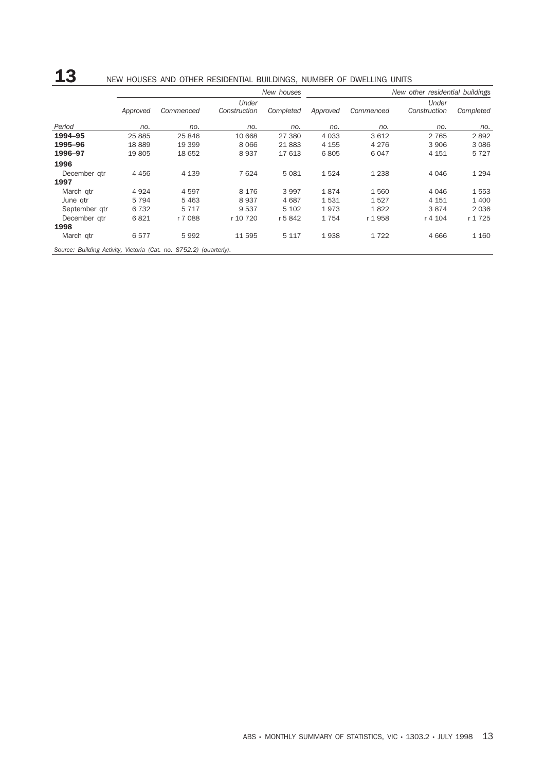# 13 NEW HOUSES AND OTHER RESIDENTIAL BUILDINGS, NUMBER OF DWELLING UNITS

| | New houses | | | | New other residential buildings | | | |
|---|---|---|---|---|---|---|---|---|
| | *Approved* | *Commenced* | *Under Construction* | *Completed* | *Approved* | *Commenced* | *Under Construction* | *Completed* |
| *Period* | *no.* | *no.* | *no.* | *no.* | *no.* | *no.* | *no.* | *no.* |
| **1994–95** | 25 885 | 25 846 | 10 668 | 27 380 | 4 033 | 3 612 | 2 765 | 2 892 |
| **1995–96** | 18 889 | 19 399 | 8 066 | 21 883 | 4 155 | 4 276 | 3 906 | 3 086 |
| **1996–97** | 19 805 | 18 652 | 8 937 | 17 613 | 6 805 | 6 047 | 4 151 | 5 727 |
| **1996** | | | | | | | | |
| December qtr | 4 456 | 4 139 | 7 624 | 5 081 | 1 524 | 1 238 | 4 046 | 1 294 |
| **1997** | | | | | | | | |
| March qtr | 4 924 | 4 597 | 8 176 | 3 997 | 1 874 | 1 560 | 4 046 | 1 553 |
| June qtr | 5 794 | 5 463 | 8 937 | 4 687 | 1 531 | 1 527 | 4 151 | 1 400 |
| September qtr | 6 732 | 5 717 | 9 537 | 5 102 | 1 973 | 1 822 | 3 874 | 2 036 |
| December qtr | 6 821 | r 7 088 | r 10 720 | r 5 842 | 1 754 | r 1 958 | r 4 104 | r 1 725 |
| **1998** | | | | | | | | |
| March qtr | 6 577 | 5 992 | 11 595 | 5 117 | 1 938 | 1 722 | 4 666 | 1 160 |

*Source: Building Activity, Victoria (Cat. no. 8752.2) (quarterly).*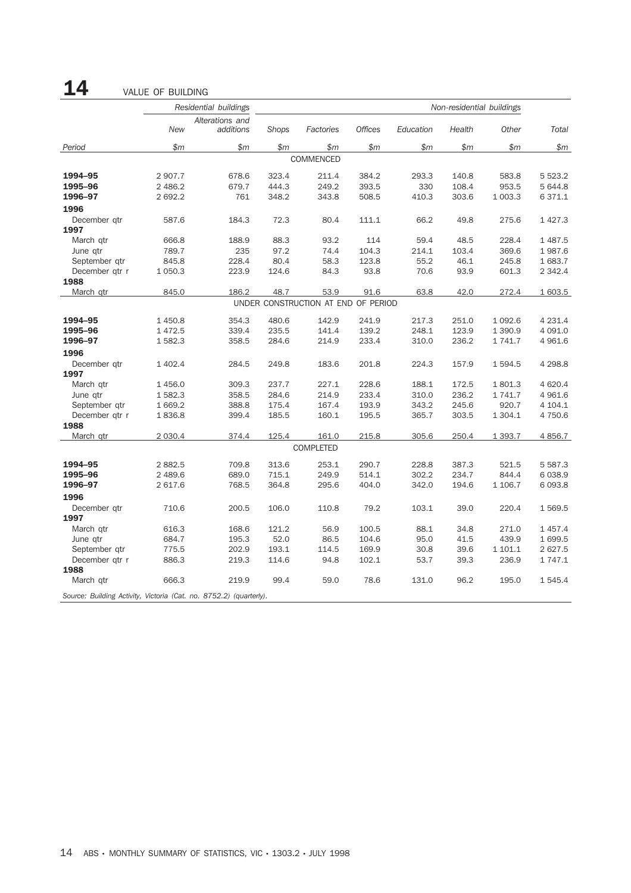# 14 VALUE OF BUILDING

| Period | Residential buildings |  | Non-residential buildings |  |  |  |  |  |  |
|---|---|---|---|---|---|---|---|---|---|
|  | New | Alterations and additions | Shops | Factories | Offices | Education | Health | Other | Total |
|  | $m | $m | $m | $m | $m | $m | $m | $m | $m |
| COMMENCED |  |  |  |  |  |  |  |  |  |
| **1994–95** | 2 907.7 | 678.6 | 323.4 | 211.4 | 384.2 | 293.3 | 140.8 | 583.8 | 5 523.2 |
| **1995–96** | 2 486.2 | 679.7 | 444.3 | 249.2 | 393.5 | 330 | 108.4 | 953.5 | 5 644.8 |
| **1996–97** | 2 692.2 | 761 | 348.2 | 343.8 | 508.5 | 410.3 | 303.6 | 1 003.3 | 6 371.1 |
| **1996** |  |  |  |  |  |  |  |  |  |
| December qtr | 587.6 | 184.3 | 72.3 | 80.4 | 111.1 | 66.2 | 49.8 | 275.6 | 1 427.3 |
| **1997** |  |  |  |  |  |  |  |  |  |
| March qtr | 666.8 | 188.9 | 88.3 | 93.2 | 114 | 59.4 | 48.5 | 228.4 | 1 487.5 |
| June qtr | 789.7 | 235 | 97.2 | 74.4 | 104.3 | 214.1 | 103.4 | 369.6 | 1 987.6 |
| September qtr | 845.8 | 228.4 | 80.4 | 58.3 | 123.8 | 55.2 | 46.1 | 245.8 | 1 683.7 |
| December qtr r | 1 050.3 | 223.9 | 124.6 | 84.3 | 93.8 | 70.6 | 93.9 | 601.3 | 2 342.4 |
| **1988** |  |  |  |  |  |  |  |  |  |
| March qtr | 845.0 | 186.2 | 48.7 | 53.9 | 91.6 | 63.8 | 42.0 | 272.4 | 1 603.5 |
| UNDER CONSTRUCTION AT END OF PERIOD |  |  |  |  |  |  |  |  |  |
| **1994–95** | 1 450.8 | 354.3 | 480.6 | 142.9 | 241.9 | 217.3 | 251.0 | 1 092.6 | 4 231.4 |
| **1995–96** | 1 472.5 | 339.4 | 235.5 | 141.4 | 139.2 | 248.1 | 123.9 | 1 390.9 | 4 091.0 |
| **1996–97** | 1 582.3 | 358.5 | 284.6 | 214.9 | 233.4 | 310.0 | 236.2 | 1 741.7 | 4 961.6 |
| **1996** |  |  |  |  |  |  |  |  |  |
| December qtr | 1 402.4 | 284.5 | 249.8 | 183.6 | 201.8 | 224.3 | 157.9 | 1 594.5 | 4 298.8 |
| **1997** |  |  |  |  |  |  |  |  |  |
| March qtr | 1 456.0 | 309.3 | 237.7 | 227.1 | 228.6 | 188.1 | 172.5 | 1 801.3 | 4 620.4 |
| June qtr | 1 582.3 | 358.5 | 284.6 | 214.9 | 233.4 | 310.0 | 236.2 | 1 741.7 | 4 961.6 |
| September qtr | 1 669.2 | 388.8 | 175.4 | 167.4 | 193.9 | 343.2 | 245.6 | 920.7 | 4 104.1 |
| December qtr r | 1 836.8 | 399.4 | 185.5 | 160.1 | 195.5 | 365.7 | 303.5 | 1 304.1 | 4 750.6 |
| **1988** |  |  |  |  |  |  |  |  |  |
| March qtr | 2 030.4 | 374.4 | 125.4 | 161.0 | 215.8 | 305.6 | 250.4 | 1 393.7 | 4 856.7 |
| COMPLETED |  |  |  |  |  |  |  |  |  |
| **1994–95** | 2 882.5 | 709.8 | 313.6 | 253.1 | 290.7 | 228.8 | 387.3 | 521.5 | 5 587.3 |
| **1995–96** | 2 489.6 | 689.0 | 715.1 | 249.9 | 514.1 | 302.2 | 234.7 | 844.4 | 6 038.9 |
| **1996–97** | 2 617.6 | 768.5 | 364.8 | 295.6 | 404.0 | 342.0 | 194.6 | 1 106.7 | 6 093.8 |
| **1996** |  |  |  |  |  |  |  |  |  |
| December qtr | 710.6 | 200.5 | 106.0 | 110.8 | 79.2 | 103.1 | 39.0 | 220.4 | 1 569.5 |
| **1997** |  |  |  |  |  |  |  |  |  |
| March qtr | 616.3 | 168.6 | 121.2 | 56.9 | 100.5 | 88.1 | 34.8 | 271.0 | 1 457.4 |
| June qtr | 684.7 | 195.3 | 52.0 | 86.5 | 104.6 | 95.0 | 41.5 | 439.9 | 1 699.5 |
| September qtr | 775.5 | 202.9 | 193.1 | 114.5 | 169.9 | 30.8 | 39.6 | 1 101.1 | 2 627.5 |
| December qtr r | 886.3 | 219.3 | 114.6 | 94.8 | 102.1 | 53.7 | 39.3 | 236.9 | 1 747.1 |
| **1988** |  |  |  |  |  |  |  |  |  |
| March qtr | 666.3 | 219.9 | 99.4 | 59.0 | 78.6 | 131.0 | 96.2 | 195.0 | 1 545.4 |

*Source: Building Activity, Victoria (Cat. no. 8752.2) (quarterly).*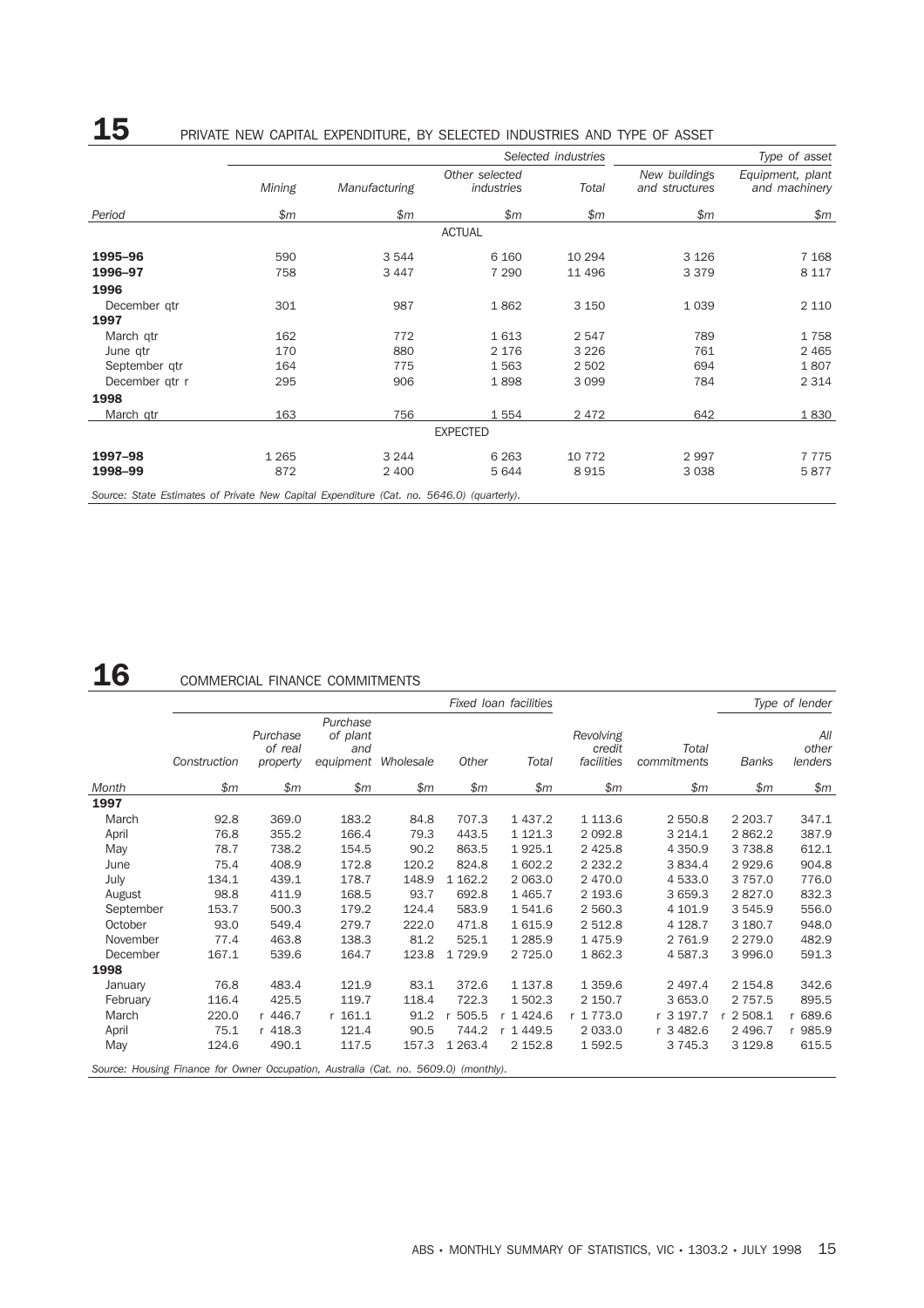## 15 PRIVATE NEW CAPITAL EXPENDITURE, BY SELECTED INDUSTRIES AND TYPE OF ASSET

| | Selected industries | | | | Type of asset | |
|---|---|---|---|---|---|---|
| | *Mining* | *Manufacturing* | *Other selected industries* | *Total* | *New buildings and structures* | *Equipment, plant and machinery* |
| *Period* | *$m* | *$m* | *$m* | *$m* | *$m* | *$m* |
| | | | ACTUAL | | | |
| **1995–96** | 590 | 3 544 | 6 160 | 10 294 | 3 126 | 7 168 |
| **1996–97** | 758 | 3 447 | 7 290 | 11 496 | 3 379 | 8 117 |
| **1996** | | | | | | |
| December qtr | 301 | 987 | 1 862 | 3 150 | 1 039 | 2 110 |
| **1997** | | | | | | |
| March qtr | 162 | 772 | 1 613 | 2 547 | 789 | 1 758 |
| June qtr | 170 | 880 | 2 176 | 3 226 | 761 | 2 465 |
| September qtr | 164 | 775 | 1 563 | 2 502 | 694 | 1 807 |
| December qtr r | 295 | 906 | 1 898 | 3 099 | 784 | 2 314 |
| **1998** | | | | | | |
| March qtr | 163 | 756 | 1 554 | 2 472 | 642 | 1 830 |
| | | | EXPECTED | | | |
| **1997–98** | 1 265 | 3 244 | 6 263 | 10 772 | 2 997 | 7 775 |
| **1998–99** | 872 | 2 400 | 5 644 | 8 915 | 3 038 | 5 877 |

*Source: State Estimates of Private New Capital Expenditure (Cat. no. 5646.0) (quarterly).*

## 16 COMMERCIAL FINANCE COMMITMENTS

| | Fixed loan facilities | | | | | | | | Type of lender | |
|---|---|---|---|---|---|---|---|---|---|---|
| | *Construction* | *Purchase of real property* | *Purchase of plant and equipment* | *Wholesale* | *Other* | *Total* | *Revolving credit facilities* | *Total commitments* | *Banks* | *All other lenders* |
| *Month* | *$m* | *$m* | *$m* | *$m* | *$m* | *$m* | *$m* | *$m* | *$m* | *$m* |
| **1997** | | | | | | | | | | |
| March | 92.8 | 369.0 | 183.2 | 84.8 | 707.3 | 1 437.2 | 1 113.6 | 2 550.8 | 2 203.7 | 347.1 |
| April | 76.8 | 355.2 | 166.4 | 79.3 | 443.5 | 1 121.3 | 2 092.8 | 3 214.1 | 2 862.2 | 387.9 |
| May | 78.7 | 738.2 | 154.5 | 90.2 | 863.5 | 1 925.1 | 2 425.8 | 4 350.9 | 3 738.8 | 612.1 |
| June | 75.4 | 408.9 | 172.8 | 120.2 | 824.8 | 1 602.2 | 2 232.2 | 3 834.4 | 2 929.6 | 904.8 |
| July | 134.1 | 439.1 | 178.7 | 148.9 | 1 162.2 | 2 063.0 | 2 470.0 | 4 533.0 | 3 757.0 | 776.0 |
| August | 98.8 | 411.9 | 168.5 | 93.7 | 692.8 | 1 465.7 | 2 193.6 | 3 659.3 | 2 827.0 | 832.3 |
| September | 153.7 | 500.3 | 179.2 | 124.4 | 583.9 | 1 541.6 | 2 560.3 | 4 101.9 | 3 545.9 | 556.0 |
| October | 93.0 | 549.4 | 279.7 | 222.0 | 471.8 | 1 615.9 | 2 512.8 | 4 128.7 | 3 180.7 | 948.0 |
| November | 77.4 | 463.8 | 138.3 | 81.2 | 525.1 | 1 285.9 | 1 475.9 | 2 761.9 | 2 279.0 | 482.9 |
| December | 167.1 | 539.6 | 164.7 | 123.8 | 1 729.9 | 2 725.0 | 1 862.3 | 4 587.3 | 3 996.0 | 591.3 |
| **1998** | | | | | | | | | | |
| January | 76.8 | 483.4 | 121.9 | 83.1 | 372.6 | 1 137.8 | 1 359.6 | 2 497.4 | 2 154.8 | 342.6 |
| February | 116.4 | 425.5 | 119.7 | 118.4 | 722.3 | 1 502.3 | 2 150.7 | 3 653.0 | 2 757.5 | 895.5 |
| March | 220.0 | r 446.7 | r 161.1 | 91.2 | r 505.5 | r 1 424.6 | r 1 773.0 | r 3 197.7 | r 2 508.1 | r 689.6 |
| April | 75.1 | r 418.3 | 121.4 | 90.5 | 744.2 | r 1 449.5 | 2 033.0 | r 3 482.6 | 2 496.7 | r 985.9 |
| May | 124.6 | 490.1 | 117.5 | 157.3 | 1 263.4 | 2 152.8 | 1 592.5 | 3 745.3 | 3 129.8 | 615.5 |

*Source: Housing Finance for Owner Occupation, Australia (Cat. no. 5609.0) (monthly).*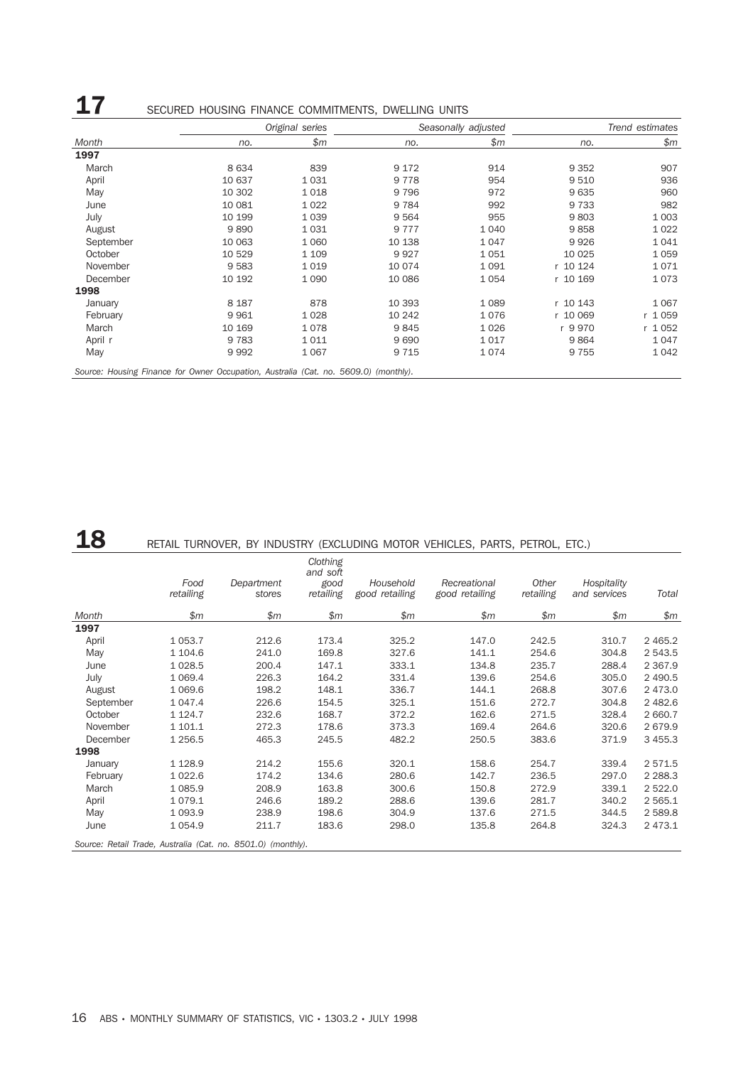## 17 SECURED HOUSING FINANCE COMMITMENTS, DWELLING UNITS

| | Original series | | Seasonally adjusted | | Trend estimates | |
|---|---|---|---|---|---|---|
| *Month* | *no.* | *$m* | *no.* | *$m* | *no.* | *$m* |
| **1997** | | | | | | |
| March | 8 634 | 839 | 9 172 | 914 | 9 352 | 907 |
| April | 10 637 | 1 031 | 9 778 | 954 | 9 510 | 936 |
| May | 10 302 | 1 018 | 9 796 | 972 | 9 635 | 960 |
| June | 10 081 | 1 022 | 9 784 | 992 | 9 733 | 982 |
| July | 10 199 | 1 039 | 9 564 | 955 | 9 803 | 1 003 |
| August | 9 890 | 1 031 | 9 777 | 1 040 | 9 858 | 1 022 |
| September | 10 063 | 1 060 | 10 138 | 1 047 | 9 926 | 1 041 |
| October | 10 529 | 1 109 | 9 927 | 1 051 | 10 025 | 1 059 |
| November | 9 583 | 1 019 | 10 074 | 1 091 | r 10 124 | 1 071 |
| December | 10 192 | 1 090 | 10 086 | 1 054 | r 10 169 | 1 073 |
| **1998** | | | | | | |
| January | 8 187 | 878 | 10 393 | 1 089 | r 10 143 | 1 067 |
| February | 9 961 | 1 028 | 10 242 | 1 076 | r 10 069 | r 1 059 |
| March | 10 169 | 1 078 | 9 845 | 1 026 | r 9 970 | r 1 052 |
| April r | 9 783 | 1 011 | 9 690 | 1 017 | 9 864 | 1 047 |
| May | 9 992 | 1 067 | 9 715 | 1 074 | 9 755 | 1 042 |

*Source: Housing Finance for Owner Occupation, Australia (Cat. no. 5609.0) (monthly).*

## 18 RETAIL TURNOVER, BY INDUSTRY (EXCLUDING MOTOR VEHICLES, PARTS, PETROL, ETC.)

| | *Food retailing* | *Department stores* | *Clothing and soft good retailing* | *Household good retailing* | *Recreational good retailing* | *Other retailing* | *Hospitality and services* | *Total* |
|---|---|---|---|---|---|---|---|---|
| *Month* | *$m* | *$m* | *$m* | *$m* | *$m* | *$m* | *$m* | *$m* |
| **1997** | | | | | | | | |
| April | 1 053.7 | 212.6 | 173.4 | 325.2 | 147.0 | 242.5 | 310.7 | 2 465.2 |
| May | 1 104.6 | 241.0 | 169.8 | 327.6 | 141.1 | 254.6 | 304.8 | 2 543.5 |
| June | 1 028.5 | 200.4 | 147.1 | 333.1 | 134.8 | 235.7 | 288.4 | 2 367.9 |
| July | 1 069.4 | 226.3 | 164.2 | 331.4 | 139.6 | 254.6 | 305.0 | 2 490.5 |
| August | 1 069.6 | 198.2 | 148.1 | 336.7 | 144.1 | 268.8 | 307.6 | 2 473.0 |
| September | 1 047.4 | 226.6 | 154.5 | 325.1 | 151.6 | 272.7 | 304.8 | 2 482.6 |
| October | 1 124.7 | 232.6 | 168.7 | 372.2 | 162.6 | 271.5 | 328.4 | 2 660.7 |
| November | 1 101.1 | 272.3 | 178.6 | 373.3 | 169.4 | 264.6 | 320.6 | 2 679.9 |
| December | 1 256.5 | 465.3 | 245.5 | 482.2 | 250.5 | 383.6 | 371.9 | 3 455.3 |
| **1998** | | | | | | | | |
| January | 1 128.9 | 214.2 | 155.6 | 320.1 | 158.6 | 254.7 | 339.4 | 2 571.5 |
| February | 1 022.6 | 174.2 | 134.6 | 280.6 | 142.7 | 236.5 | 297.0 | 2 288.3 |
| March | 1 085.9 | 208.9 | 163.8 | 300.6 | 150.8 | 272.9 | 339.1 | 2 522.0 |
| April | 1 079.1 | 246.6 | 189.2 | 288.6 | 139.6 | 281.7 | 340.2 | 2 565.1 |
| May | 1 093.9 | 238.9 | 198.6 | 304.9 | 137.6 | 271.5 | 344.5 | 2 589.8 |
| June | 1 054.9 | 211.7 | 183.6 | 298.0 | 135.8 | 264.8 | 324.3 | 2 473.1 |

*Source: Retail Trade, Australia (Cat. no. 8501.0) (monthly).*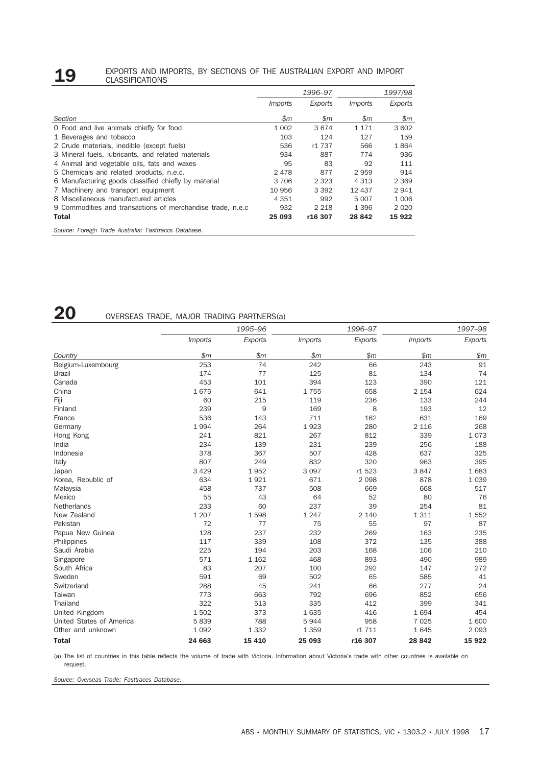## 19 EXPORTS AND IMPORTS, BY SECTIONS OF THE AUSTRALIAN EXPORT AND IMPORT CLASSIFICATIONS

| | 1996–97 | | 1997/98 | |
|---|---|---|---|---|
| | *Imports* | *Exports* | *Imports* | *Exports* |
| *Section* | *$m* | *$m* | *$m* | *$m* |
| 0 Food and live animals chiefly for food | 1 002 | 3 674 | 1 171 | 3 602 |
| 1 Beverages and tobacco | 103 | 124 | 127 | 159 |
| 2 Crude materials, inedible (except fuels) | 536 | r1 737 | 566 | 1 864 |
| 3 Mineral fuels, lubricants, and related materials | 934 | 887 | 774 | 936 |
| 4 Animal and vegetable oils, fats and waxes | 95 | 83 | 92 | 111 |
| 5 Chemicals and related products, n.e.c. | 2 478 | 877 | 2 959 | 914 |
| 6 Manufacturing goods classified chiefly by material | 3 706 | 2 323 | 4 313 | 2 369 |
| 7 Machinery and transport equipment | 10 956 | 3 392 | 12 437 | 2 941 |
| 8 Miscellaneous manufactured articles | 4 351 | 992 | 5 007 | 1 006 |
| 9 Commodities and transactions of merchandise trade, n.e.c | 932 | 2 218 | 1 396 | 2 020 |
| **Total** | **25 093** | **r16 307** | **28 842** | **15 922** |

*Source: Foreign Trade Australia: Fasttraccs Database.*

## 20 OVERSEAS TRADE, MAJOR TRADING PARTNERS(a)

| | 1995–96 | | 1996–97 | | 1997–98 | |
|---|---|---|---|---|---|---|
| | *Imports* | *Exports* | *Imports* | *Exports* | *Imports* | *Exports* |
| *Country* | *$m* | *$m* | *$m* | *$m* | *$m* | *$m* |
| Belgium-Luxembourg | 253 | 74 | 242 | 66 | 243 | 91 |
| Brazil | 174 | 77 | 125 | 81 | 134 | 74 |
| Canada | 453 | 101 | 394 | 123 | 390 | 121 |
| China | 1 675 | 641 | 1 755 | 658 | 2 154 | 624 |
| Fiji | 60 | 215 | 119 | 236 | 133 | 244 |
| Finland | 239 | 9 | 169 | 8 | 193 | 12 |
| France | 536 | 143 | 711 | 162 | 631 | 169 |
| Germany | 1 994 | 264 | 1 923 | 280 | 2 116 | 268 |
| Hong Kong | 241 | 821 | 267 | 812 | 339 | 1 073 |
| India | 234 | 139 | 231 | 239 | 256 | 188 |
| Indonesia | 378 | 367 | 507 | 428 | 637 | 325 |
| Italy | 807 | 249 | 832 | 320 | 963 | 395 |
| Japan | 3 429 | 1 952 | 3 097 | r1 523 | 3 847 | 1 683 |
| Korea, Republic of | 634 | 1 921 | 671 | 2 098 | 878 | 1 039 |
| Malaysia | 458 | 737 | 508 | 669 | 668 | 517 |
| Mexico | 55 | 43 | 64 | 52 | 80 | 76 |
| Netherlands | 233 | 60 | 237 | 39 | 254 | 81 |
| New Zealand | 1 207 | 1 598 | 1 247 | 2 140 | 1 311 | 1 552 |
| Pakistan | 72 | 77 | 75 | 55 | 97 | 87 |
| Papua New Guinea | 128 | 237 | 232 | 269 | 163 | 235 |
| Philippines | 117 | 339 | 108 | 372 | 135 | 388 |
| Saudi Arabia | 225 | 194 | 203 | 168 | 106 | 210 |
| Singapore | 571 | 1 162 | 468 | 893 | 490 | 989 |
| South Africa | 83 | 207 | 100 | 292 | 147 | 272 |
| Sweden | 591 | 69 | 502 | 65 | 585 | 41 |
| Switzerland | 288 | 45 | 241 | 66 | 277 | 24 |
| Taiwan | 773 | 663 | 792 | 696 | 852 | 656 |
| Thailand | 322 | 513 | 335 | 412 | 399 | 341 |
| United Kingdom | 1 502 | 373 | 1 635 | 416 | 1 694 | 454 |
| United States of America | 5 839 | 788 | 5 944 | 958 | 7 025 | 1 600 |
| Other and unknown | 1 092 | 1 332 | 1 359 | r1 711 | 1 645 | 2 093 |
| **Total** | **24 663** | **15 410** | **25 093** | **r16 307** | **28 842** | **15 922** |

(a) The list of countries in this table reflects the volume of trade with Victoria. Information about Victoria's trade with other countries is available on request.

*Source: Overseas Trade: Fasttraccs Database.*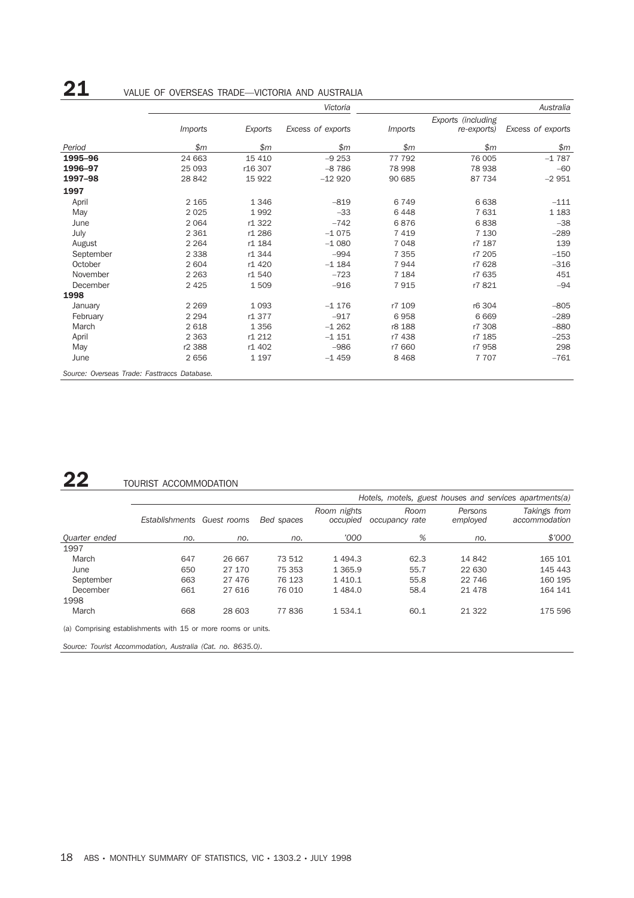## 21 VALUE OF OVERSEAS TRADE—VICTORIA AND AUSTRALIA

| | Victoria | | | Australia | | |
|---|---|---|---|---|---|---|
| | *Imports* | *Exports* | *Excess of exports* | *Imports* | *Exports (including re-exports)* | *Excess of exports* |
| *Period* | *$m* | *$m* | *$m* | *$m* | *$m* | *$m* |
| **1995–96** | 24 663 | 15 410 | –9 253 | 77 792 | 76 005 | –1 787 |
| **1996–97** | 25 093 | r16 307 | –8 786 | 78 998 | 78 938 | –60 |
| **1997–98** | 28 842 | 15 922 | –12 920 | 90 685 | 87 734 | –2 951 |
| **1997** | | | | | | |
| April | 2 165 | 1 346 | –819 | 6 749 | 6 638 | –111 |
| May | 2 025 | 1 992 | –33 | 6 448 | 7 631 | 1 183 |
| June | 2 064 | r1 322 | –742 | 6 876 | 6 838 | –38 |
| July | 2 361 | r1 286 | –1 075 | 7 419 | 7 130 | –289 |
| August | 2 264 | r1 184 | –1 080 | 7 048 | r7 187 | 139 |
| September | 2 338 | r1 344 | –994 | 7 355 | r7 205 | –150 |
| October | 2 604 | r1 420 | –1 184 | 7 944 | r7 628 | –316 |
| November | 2 263 | r1 540 | –723 | 7 184 | r7 635 | 451 |
| December | 2 425 | 1 509 | –916 | 7 915 | r7 821 | –94 |
| **1998** | | | | | | |
| January | 2 269 | 1 093 | –1 176 | r7 109 | r6 304 | –805 |
| February | 2 294 | r1 377 | –917 | 6 958 | 6 669 | –289 |
| March | 2 618 | 1 356 | –1 262 | r8 188 | r7 308 | –880 |
| April | 2 363 | r1 212 | –1 151 | r7 438 | r7 185 | –253 |
| May | r2 388 | r1 402 | –986 | r7 660 | r7 958 | 298 |
| June | 2 656 | 1 197 | –1 459 | 8 468 | 7 707 | –761 |

*Source: Overseas Trade: Fasttraccs Database.*

## 22 TOURIST ACCOMMODATION

| | Hotels, motels, guest houses and services apartments(a) | | | | | | |
|---|---|---|---|---|---|---|---|
| | *Establishments* | *Guest rooms* | *Bed spaces* | *Room nights occupied* | *Room occupancy rate* | *Persons employed* | *Takings from accommodation* |
| *Quarter ended* | *no.* | *no.* | *no.* | *'000* | *%* | *no.* | *$'000* |
| 1997 | | | | | | | |
| March | 647 | 26 667 | 73 512 | 1 494.3 | 62.3 | 14 842 | 165 101 |
| June | 650 | 27 170 | 75 353 | 1 365.9 | 55.7 | 22 630 | 145 443 |
| September | 663 | 27 476 | 76 123 | 1 410.1 | 55.8 | 22 746 | 160 195 |
| December | 661 | 27 616 | 76 010 | 1 484.0 | 58.4 | 21 478 | 164 141 |
| 1998 | | | | | | | |
| March | 668 | 28 603 | 77 836 | 1 534.1 | 60.1 | 21 322 | 175 596 |

(a) Comprising establishments with 15 or more rooms or units.

*Source: Tourist Accommodation, Australia (Cat. no. 8635.0).*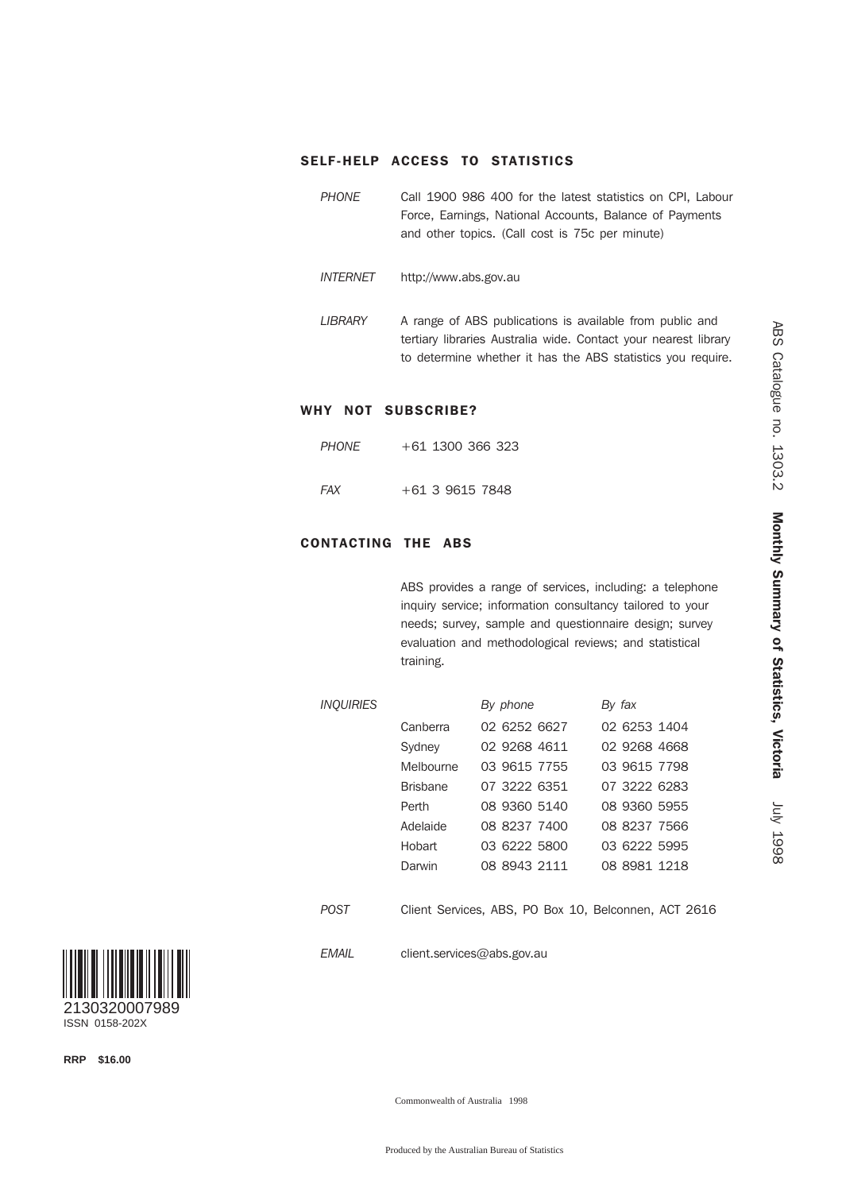## SELF-HELP ACCESS TO STATISTICS

*PHONE* Call 1900 986 400 for the latest statistics on CPI, Labour Force, Earnings, National Accounts, Balance of Payments and other topics. (Call cost is 75c per minute)

*INTERNET* http://www.abs.gov.au

*LIBRARY* A range of ABS publications is available from public and tertiary libraries Australia wide. Contact your nearest library to determine whether it has the ABS statistics you require.

## WHY NOT SUBSCRIBE?

*PHONE* +61 1300 366 323

*FAX* +61 3 9615 7848

## CONTACTING THE ABS

ABS provides a range of services, including: a telephone inquiry service; information consultancy tailored to your needs; survey, sample and questionnaire design; survey evaluation and methodological reviews; and statistical training.

*INQUIRIES*

| | *By phone* | *By fax* |
|---|---|---|
| Canberra | 02 6252 6627 | 02 6253 1404 |
| Sydney | 02 9268 4611 | 02 9268 4668 |
| Melbourne | 03 9615 7755 | 03 9615 7798 |
| Brisbane | 07 3222 6351 | 07 3222 6283 |
| Perth | 08 9360 5140 | 08 9360 5955 |
| Adelaide | 08 8237 7400 | 08 8237 7566 |
| Hobart | 03 6222 5800 | 03 6222 5995 |
| Darwin | 08 8943 2111 | 08 8981 1218 |

*POST* Client Services, ABS, PO Box 10, Belconnen, ACT 2616

*EMAIL* client.services@abs.gov.au

ABS Catalogue no. 1303.2 **Monthly Summary of Statistics, Victoria** July 1998

2130320007989

ISSN 0158-202X

**RRP $16.00**

Commonwealth of Australia 1998

Produced by the Australian Bureau of Statistics